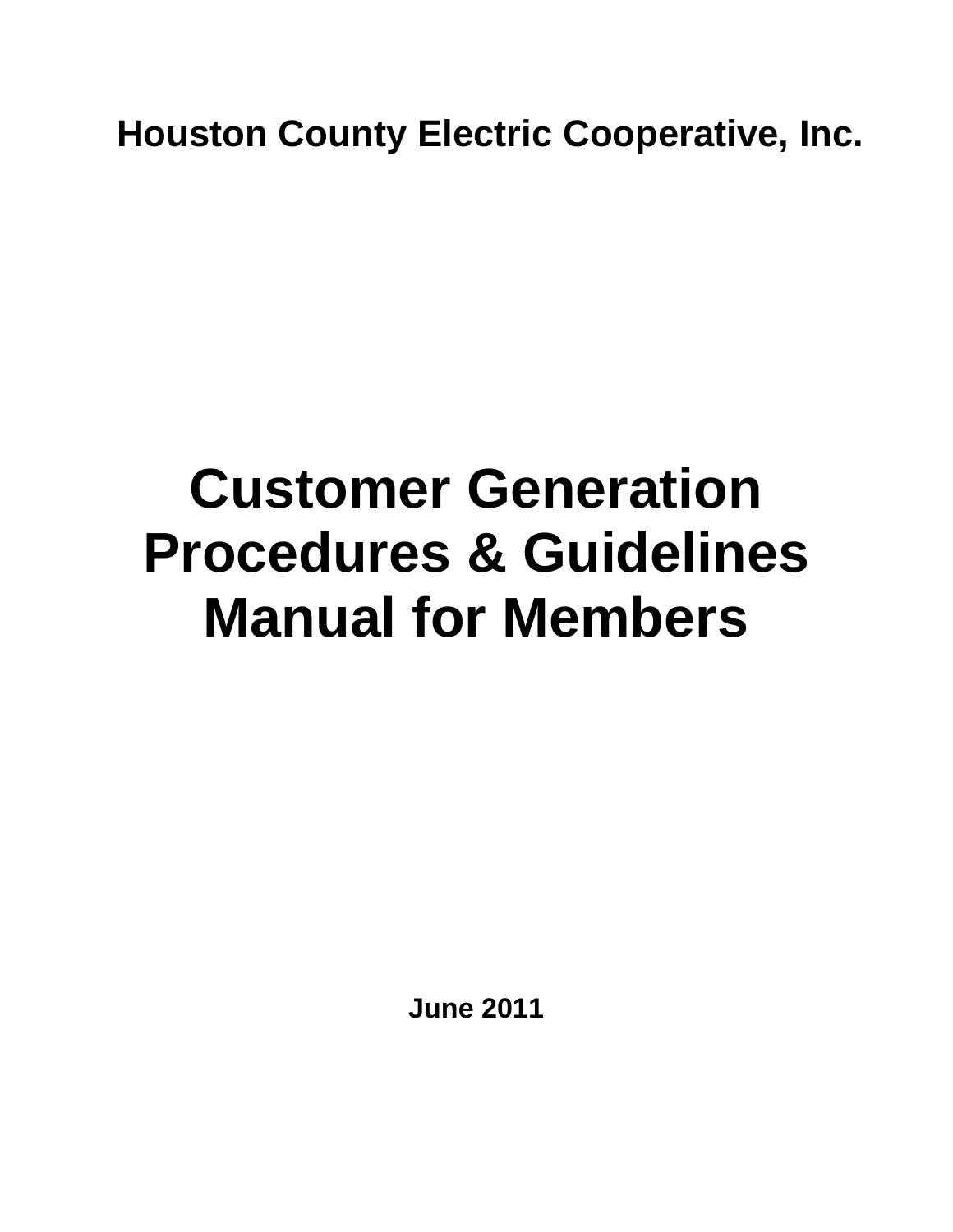**Houston County Electric Cooperative, Inc.**

# Customer Generation Procedures & Guidelines Manual for Members

**June 2011**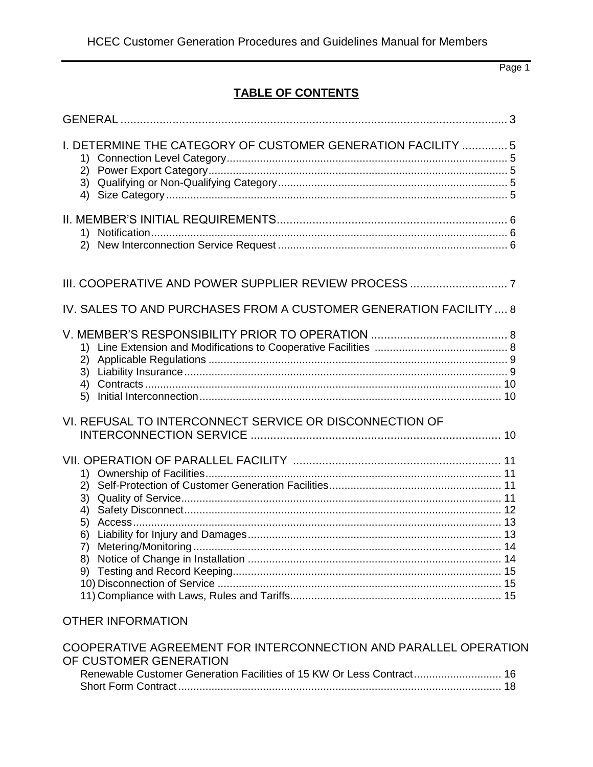## TABLE OF CONTENTS

GENERAL ........ 3

I. DETERMINE THE CATEGORY OF CUSTOMER GENERATION FACILITY ........ 5
1) Connection Level Category ........ 5
2) Power Export Category ........ 5
3) Qualifying or Non-Qualifying Category ........ 5
4) Size Category ........ 5

II. MEMBER'S INITIAL REQUIREMENTS ........ 6
1) Notification ........ 6
2) New Interconnection Service Request ........ 6

III. COOPERATIVE AND POWER SUPPLIER REVIEW PROCESS ........ 7

IV. SALES TO AND PURCHASES FROM A CUSTOMER GENERATION FACILITY ........ 8

V. MEMBER'S RESPONSIBILITY PRIOR TO OPERATION ........ 8
1) Line Extension and Modifications to Cooperative Facilities ........ 8
2) Applicable Regulations ........ 9
3) Liability Insurance ........ 9
4) Contracts ........ 10
5) Initial Interconnection ........ 10

VI. REFUSAL TO INTERCONNECT SERVICE OR DISCONNECTION OF INTERCONNECTION SERVICE ........ 10

VII. OPERATION OF PARALLEL FACILITY ........ 11
1) Ownership of Facilities ........ 11
2) Self-Protection of Customer Generation Facilities ........ 11
3) Quality of Service ........ 11
4) Safety Disconnect ........ 12
5) Access ........ 13
6) Liability for Injury and Damages ........ 13
7) Metering/Monitoring ........ 14
8) Notice of Change in Installation ........ 14
9) Testing and Record Keeping ........ 15
10) Disconnection of Service ........ 15
11) Compliance with Laws, Rules and Tariffs ........ 15

OTHER INFORMATION

COOPERATIVE AGREEMENT FOR INTERCONNECTION AND PARALLEL OPERATION OF CUSTOMER GENERATION
Renewable Customer Generation Facilities of 15 KW Or Less Contract ........ 16
Short Form Contract ........ 18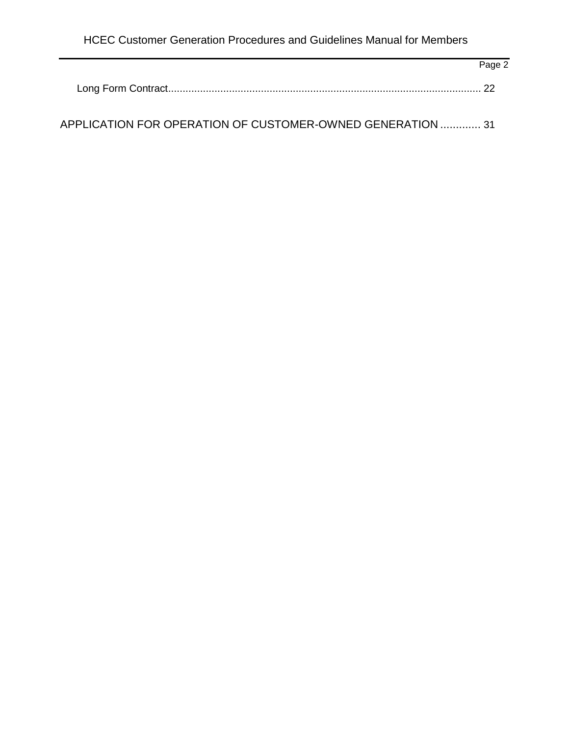Long Form Contract ........................................................................................................... 22

APPLICATION FOR OPERATION OF CUSTOMER-OWNED GENERATION ............. 31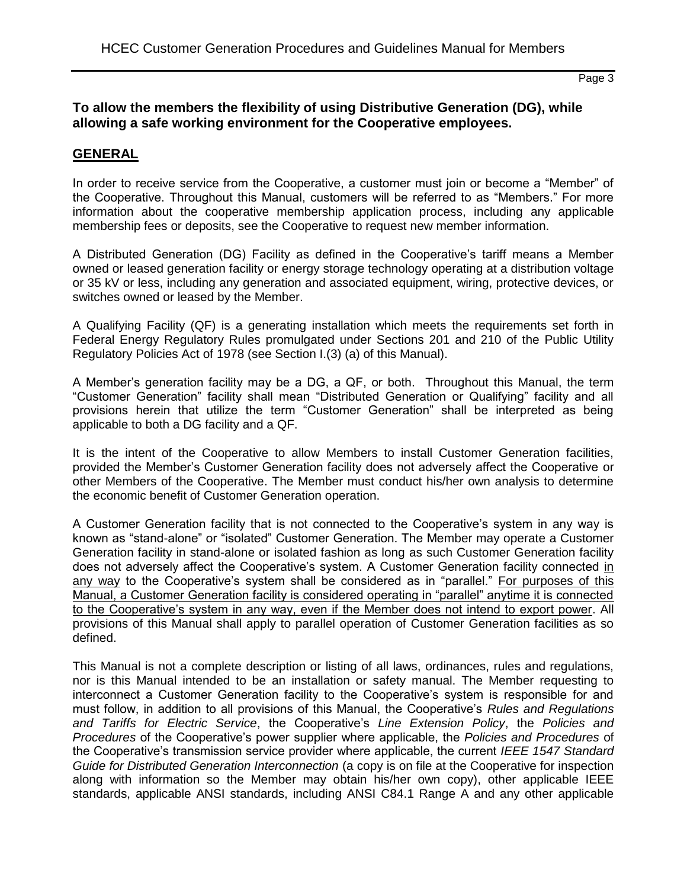**To allow the members the flexibility of using Distributive Generation (DG), while allowing a safe working environment for the Cooperative employees.**

## GENERAL

In order to receive service from the Cooperative, a customer must join or become a "Member" of the Cooperative. Throughout this Manual, customers will be referred to as "Members." For more information about the cooperative membership application process, including any applicable membership fees or deposits, see the Cooperative to request new member information.

A Distributed Generation (DG) Facility as defined in the Cooperative's tariff means a Member owned or leased generation facility or energy storage technology operating at a distribution voltage or 35 kV or less, including any generation and associated equipment, wiring, protective devices, or switches owned or leased by the Member.

A Qualifying Facility (QF) is a generating installation which meets the requirements set forth in Federal Energy Regulatory Rules promulgated under Sections 201 and 210 of the Public Utility Regulatory Policies Act of 1978 (see Section I.(3) (a) of this Manual).

A Member's generation facility may be a DG, a QF, or both. Throughout this Manual, the term "Customer Generation" facility shall mean "Distributed Generation or Qualifying" facility and all provisions herein that utilize the term "Customer Generation" shall be interpreted as being applicable to both a DG facility and a QF.

It is the intent of the Cooperative to allow Members to install Customer Generation facilities, provided the Member's Customer Generation facility does not adversely affect the Cooperative or other Members of the Cooperative. The Member must conduct his/her own analysis to determine the economic benefit of Customer Generation operation.

A Customer Generation facility that is not connected to the Cooperative's system in any way is known as "stand-alone" or "isolated" Customer Generation. The Member may operate a Customer Generation facility in stand-alone or isolated fashion as long as such Customer Generation facility does not adversely affect the Cooperative's system. A Customer Generation facility connected <u>in any way</u> to the Cooperative's system shall be considered as in "parallel." <u>For purposes of this Manual, a Customer Generation facility is considered operating in "parallel" anytime it is connected to the Cooperative's system in any way, even if the Member does not intend to export power</u>. All provisions of this Manual shall apply to parallel operation of Customer Generation facilities as so defined.

This Manual is not a complete description or listing of all laws, ordinances, rules and regulations, nor is this Manual intended to be an installation or safety manual. The Member requesting to interconnect a Customer Generation facility to the Cooperative's system is responsible for and must follow, in addition to all provisions of this Manual, the Cooperative's *Rules and Regulations and Tariffs for Electric Service*, the Cooperative's *Line Extension Policy*, the *Policies and Procedures* of the Cooperative's power supplier where applicable, the *Policies and Procedures* of the Cooperative's transmission service provider where applicable, the current *IEEE 1547 Standard Guide for Distributed Generation Interconnection* (a copy is on file at the Cooperative for inspection along with information so the Member may obtain his/her own copy), other applicable IEEE standards, applicable ANSI standards, including ANSI C84.1 Range A and any other applicable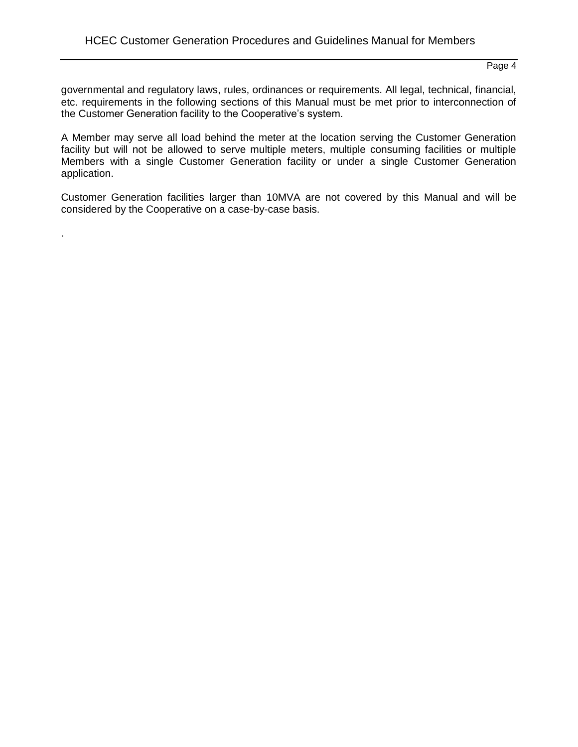governmental and regulatory laws, rules, ordinances or requirements. All legal, technical, financial, etc. requirements in the following sections of this Manual must be met prior to interconnection of the Customer Generation facility to the Cooperative's system.

A Member may serve all load behind the meter at the location serving the Customer Generation facility but will not be allowed to serve multiple meters, multiple consuming facilities or multiple Members with a single Customer Generation facility or under a single Customer Generation application.

Customer Generation facilities larger than 10MVA are not covered by this Manual and will be considered by the Cooperative on a case-by-case basis.

.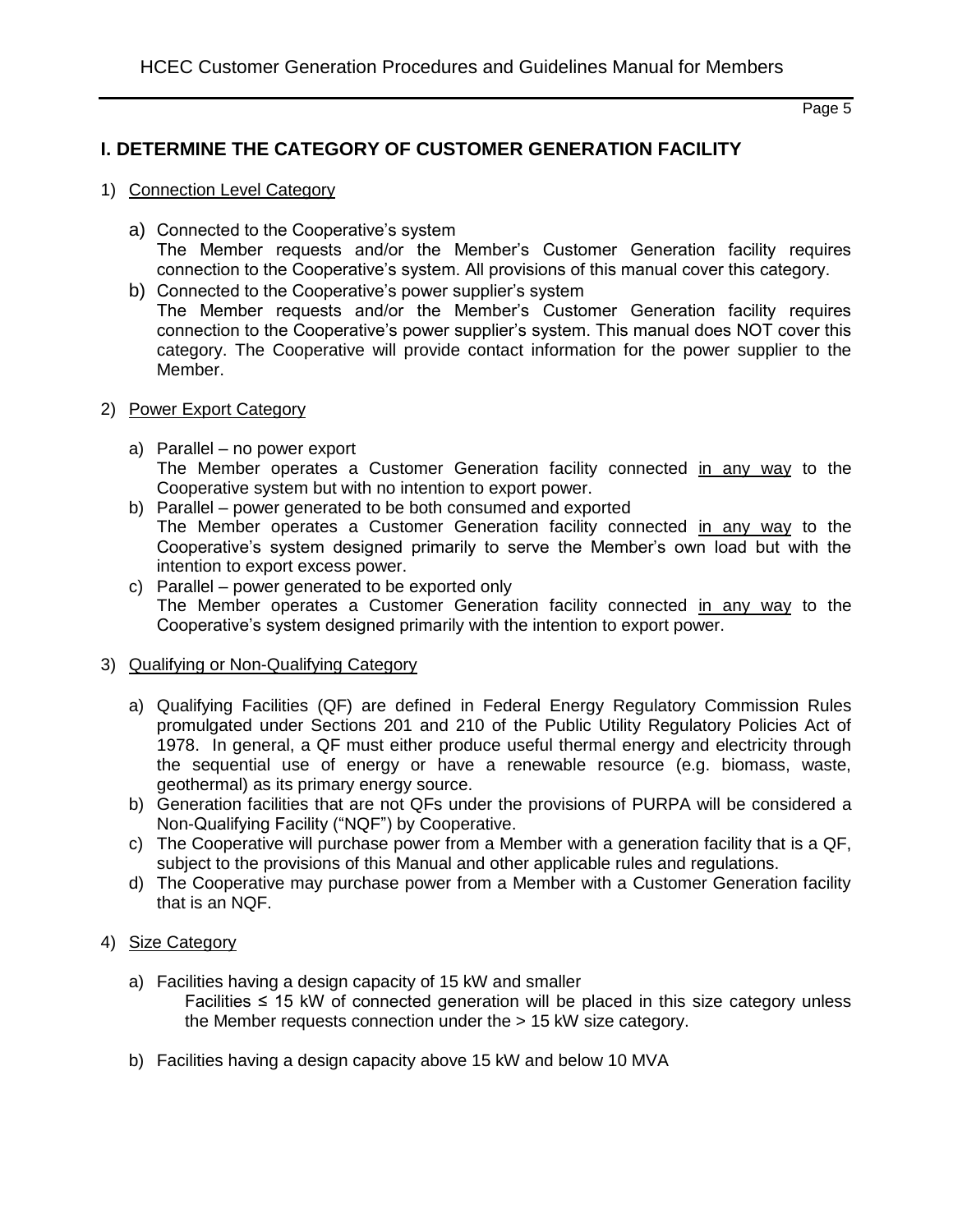## I. DETERMINE THE CATEGORY OF CUSTOMER GENERATION FACILITY

1) Connection Level Category

   a) Connected to the Cooperative's system
   The Member requests and/or the Member's Customer Generation facility requires connection to the Cooperative's system. All provisions of this manual cover this category.

   b) Connected to the Cooperative's power supplier's system
   The Member requests and/or the Member's Customer Generation facility requires connection to the Cooperative's power supplier's system. This manual does NOT cover this category. The Cooperative will provide contact information for the power supplier to the Member.

2) Power Export Category

   a) Parallel – no power export
   The Member operates a Customer Generation facility connected in any way to the Cooperative system but with no intention to export power.

   b) Parallel – power generated to be both consumed and exported
   The Member operates a Customer Generation facility connected in any way to the Cooperative's system designed primarily to serve the Member's own load but with the intention to export excess power.

   c) Parallel – power generated to be exported only
   The Member operates a Customer Generation facility connected in any way to the Cooperative's system designed primarily with the intention to export power.

3) Qualifying or Non-Qualifying Category

   a) Qualifying Facilities (QF) are defined in Federal Energy Regulatory Commission Rules promulgated under Sections 201 and 210 of the Public Utility Regulatory Policies Act of 1978. In general, a QF must either produce useful thermal energy and electricity through the sequential use of energy or have a renewable resource (e.g. biomass, waste, geothermal) as its primary energy source.

   b) Generation facilities that are not QFs under the provisions of PURPA will be considered a Non-Qualifying Facility ("NQF") by Cooperative.

   c) The Cooperative will purchase power from a Member with a generation facility that is a QF, subject to the provisions of this Manual and other applicable rules and regulations.

   d) The Cooperative may purchase power from a Member with a Customer Generation facility that is an NQF.

4) Size Category

   a) Facilities having a design capacity of 15 kW and smaller
   Facilities ≤ 15 kW of connected generation will be placed in this size category unless the Member requests connection under the > 15 kW size category.

   b) Facilities having a design capacity above 15 kW and below 10 MVA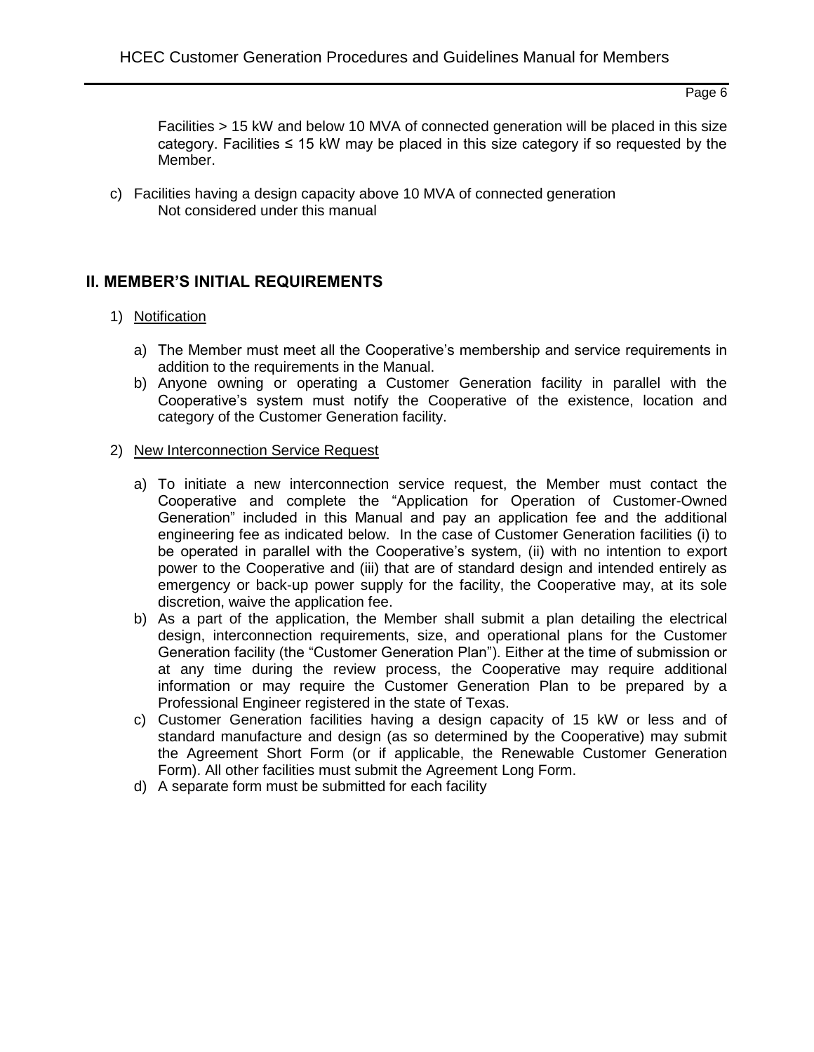Facilities > 15 kW and below 10 MVA of connected generation will be placed in this size category. Facilities ≤ 15 kW may be placed in this size category if so requested by the Member.

c) Facilities having a design capacity above 10 MVA of connected generation
   Not considered under this manual

## II. MEMBER'S INITIAL REQUIREMENTS

1) Notification

   a) The Member must meet all the Cooperative's membership and service requirements in addition to the requirements in the Manual.
   b) Anyone owning or operating a Customer Generation facility in parallel with the Cooperative's system must notify the Cooperative of the existence, location and category of the Customer Generation facility.

2) New Interconnection Service Request

   a) To initiate a new interconnection service request, the Member must contact the Cooperative and complete the "Application for Operation of Customer-Owned Generation" included in this Manual and pay an application fee and the additional engineering fee as indicated below. In the case of Customer Generation facilities (i) to be operated in parallel with the Cooperative's system, (ii) with no intention to export power to the Cooperative and (iii) that are of standard design and intended entirely as emergency or back-up power supply for the facility, the Cooperative may, at its sole discretion, waive the application fee.
   b) As a part of the application, the Member shall submit a plan detailing the electrical design, interconnection requirements, size, and operational plans for the Customer Generation facility (the "Customer Generation Plan"). Either at the time of submission or at any time during the review process, the Cooperative may require additional information or may require the Customer Generation Plan to be prepared by a Professional Engineer registered in the state of Texas.
   c) Customer Generation facilities having a design capacity of 15 kW or less and of standard manufacture and design (as so determined by the Cooperative) may submit the Agreement Short Form (or if applicable, the Renewable Customer Generation Form). All other facilities must submit the Agreement Long Form.
   d) A separate form must be submitted for each facility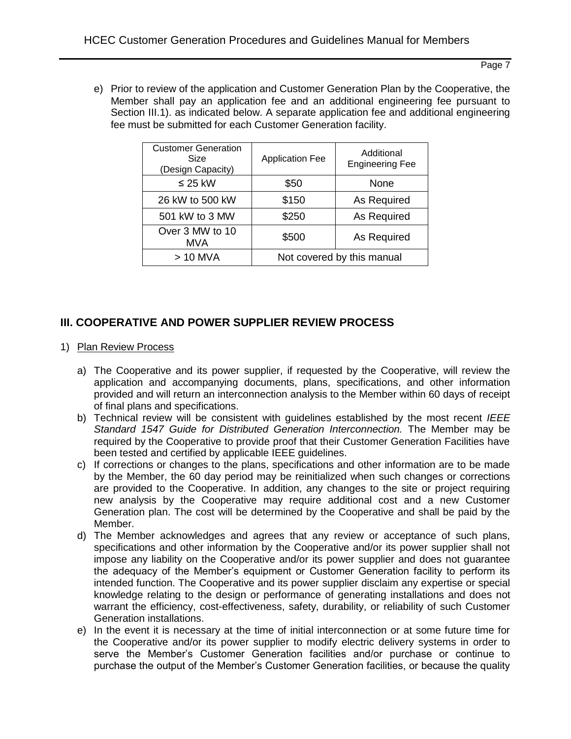e) Prior to review of the application and Customer Generation Plan by the Cooperative, the Member shall pay an application fee and an additional engineering fee pursuant to Section III.1). as indicated below. A separate application fee and additional engineering fee must be submitted for each Customer Generation facility.

| Customer Generation Size (Design Capacity) | Application Fee | Additional Engineering Fee |
|---|---|---|
| ≤ 25 kW | $50 | None |
| 26 kW to 500 kW | $150 | As Required |
| 501 kW to 3 MW | $250 | As Required |
| Over 3 MW to 10 MVA | $500 | As Required |
| > 10 MVA | Not covered by this manual | |

## III. COOPERATIVE AND POWER SUPPLIER REVIEW PROCESS

1) Plan Review Process

a) The Cooperative and its power supplier, if requested by the Cooperative, will review the application and accompanying documents, plans, specifications, and other information provided and will return an interconnection analysis to the Member within 60 days of receipt of final plans and specifications.

b) Technical review will be consistent with guidelines established by the most recent *IEEE Standard 1547 Guide for Distributed Generation Interconnection.* The Member may be required by the Cooperative to provide proof that their Customer Generation Facilities have been tested and certified by applicable IEEE guidelines.

c) If corrections or changes to the plans, specifications and other information are to be made by the Member, the 60 day period may be reinitialized when such changes or corrections are provided to the Cooperative. In addition, any changes to the site or project requiring new analysis by the Cooperative may require additional cost and a new Customer Generation plan. The cost will be determined by the Cooperative and shall be paid by the Member.

d) The Member acknowledges and agrees that any review or acceptance of such plans, specifications and other information by the Cooperative and/or its power supplier shall not impose any liability on the Cooperative and/or its power supplier and does not guarantee the adequacy of the Member's equipment or Customer Generation facility to perform its intended function. The Cooperative and its power supplier disclaim any expertise or special knowledge relating to the design or performance of generating installations and does not warrant the efficiency, cost-effectiveness, safety, durability, or reliability of such Customer Generation installations.

e) In the event it is necessary at the time of initial interconnection or at some future time for the Cooperative and/or its power supplier to modify electric delivery systems in order to serve the Member's Customer Generation facilities and/or purchase or continue to purchase the output of the Member's Customer Generation facilities, or because the quality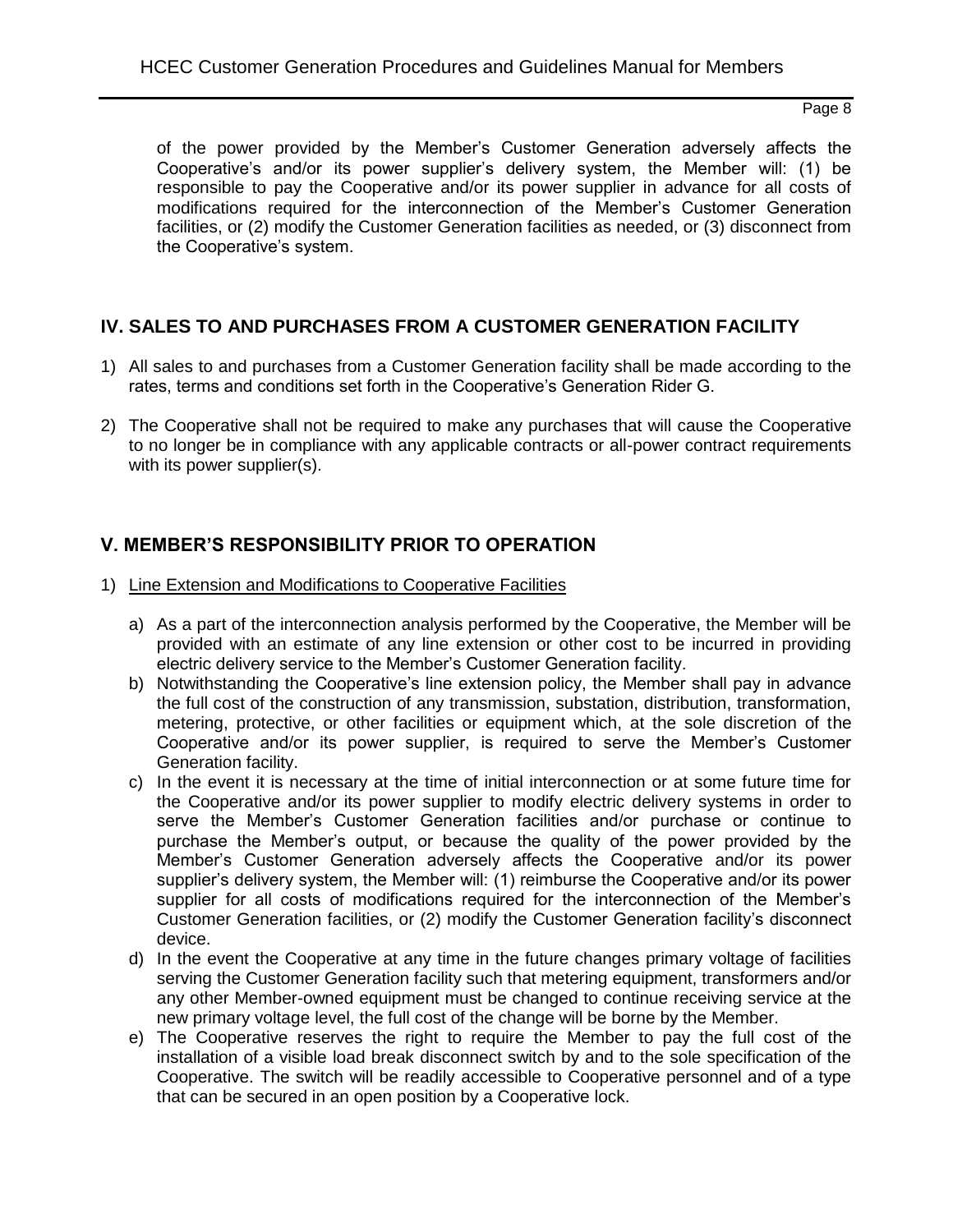of the power provided by the Member's Customer Generation adversely affects the Cooperative's and/or its power supplier's delivery system, the Member will: (1) be responsible to pay the Cooperative and/or its power supplier in advance for all costs of modifications required for the interconnection of the Member's Customer Generation facilities, or (2) modify the Customer Generation facilities as needed, or (3) disconnect from the Cooperative's system.

## IV. SALES TO AND PURCHASES FROM A CUSTOMER GENERATION FACILITY

1) All sales to and purchases from a Customer Generation facility shall be made according to the rates, terms and conditions set forth in the Cooperative's Generation Rider G.

2) The Cooperative shall not be required to make any purchases that will cause the Cooperative to no longer be in compliance with any applicable contracts or all-power contract requirements with its power supplier(s).

## V. MEMBER'S RESPONSIBILITY PRIOR TO OPERATION

1) Line Extension and Modifications to Cooperative Facilities

   a) As a part of the interconnection analysis performed by the Cooperative, the Member will be provided with an estimate of any line extension or other cost to be incurred in providing electric delivery service to the Member's Customer Generation facility.
   b) Notwithstanding the Cooperative's line extension policy, the Member shall pay in advance the full cost of the construction of any transmission, substation, distribution, transformation, metering, protective, or other facilities or equipment which, at the sole discretion of the Cooperative and/or its power supplier, is required to serve the Member's Customer Generation facility.
   c) In the event it is necessary at the time of initial interconnection or at some future time for the Cooperative and/or its power supplier to modify electric delivery systems in order to serve the Member's Customer Generation facilities and/or purchase or continue to purchase the Member's output, or because the quality of the power provided by the Member's Customer Generation adversely affects the Cooperative and/or its power supplier's delivery system, the Member will: (1) reimburse the Cooperative and/or its power supplier for all costs of modifications required for the interconnection of the Member's Customer Generation facilities, or (2) modify the Customer Generation facility's disconnect device.
   d) In the event the Cooperative at any time in the future changes primary voltage of facilities serving the Customer Generation facility such that metering equipment, transformers and/or any other Member-owned equipment must be changed to continue receiving service at the new primary voltage level, the full cost of the change will be borne by the Member.
   e) The Cooperative reserves the right to require the Member to pay the full cost of the installation of a visible load break disconnect switch by and to the sole specification of the Cooperative. The switch will be readily accessible to Cooperative personnel and of a type that can be secured in an open position by a Cooperative lock.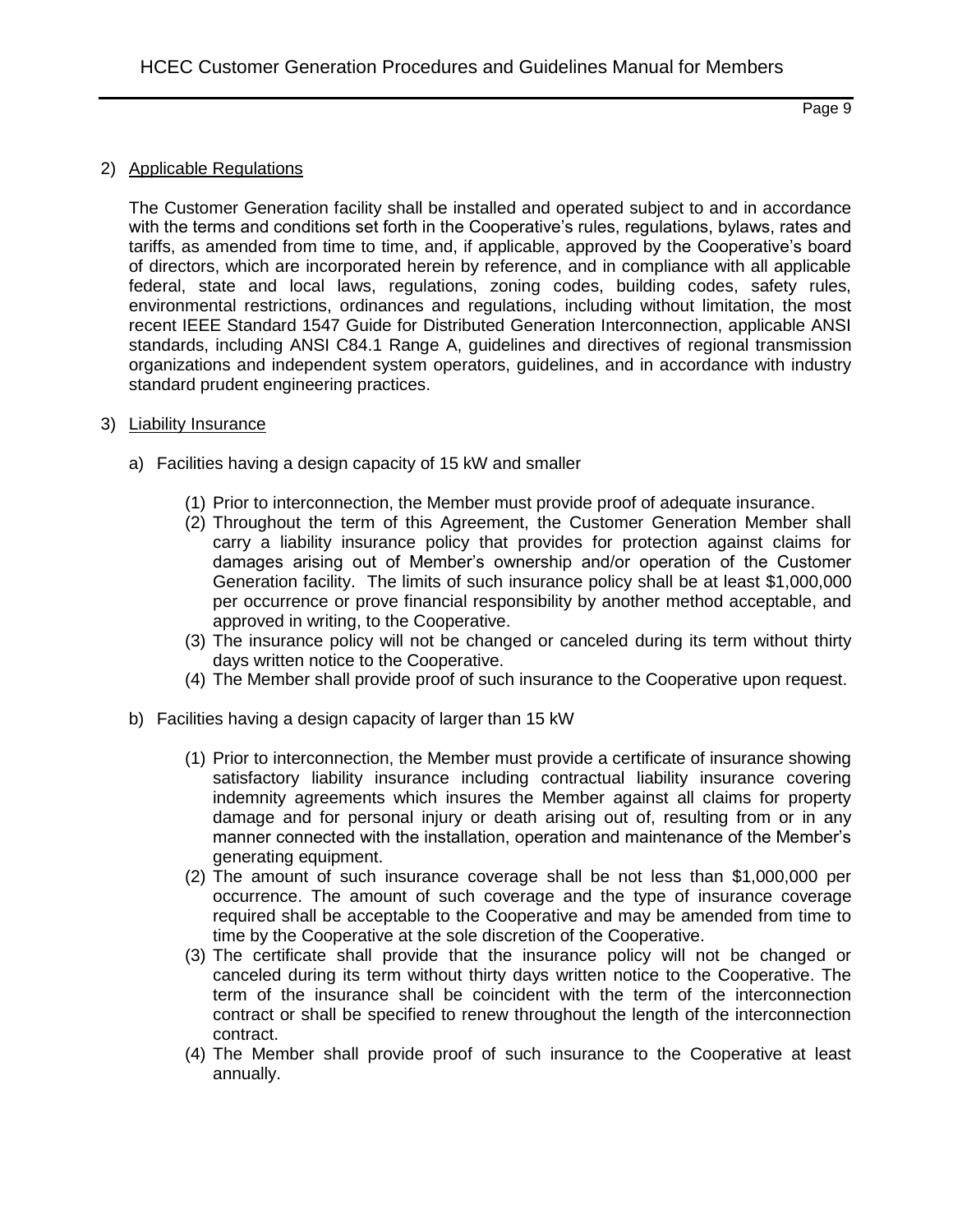2) Applicable Regulations

   The Customer Generation facility shall be installed and operated subject to and in accordance with the terms and conditions set forth in the Cooperative's rules, regulations, bylaws, rates and tariffs, as amended from time to time, and, if applicable, approved by the Cooperative's board of directors, which are incorporated herein by reference, and in compliance with all applicable federal, state and local laws, regulations, zoning codes, building codes, safety rules, environmental restrictions, ordinances and regulations, including without limitation, the most recent IEEE Standard 1547 Guide for Distributed Generation Interconnection, applicable ANSI standards, including ANSI C84.1 Range A, guidelines and directives of regional transmission organizations and independent system operators, guidelines, and in accordance with industry standard prudent engineering practices.

3) Liability Insurance

   a) Facilities having a design capacity of 15 kW and smaller

      (1) Prior to interconnection, the Member must provide proof of adequate insurance.
      (2) Throughout the term of this Agreement, the Customer Generation Member shall carry a liability insurance policy that provides for protection against claims for damages arising out of Member's ownership and/or operation of the Customer Generation facility. The limits of such insurance policy shall be at least $1,000,000 per occurrence or prove financial responsibility by another method acceptable, and approved in writing, to the Cooperative.
      (3) The insurance policy will not be changed or canceled during its term without thirty days written notice to the Cooperative.
      (4) The Member shall provide proof of such insurance to the Cooperative upon request.

   b) Facilities having a design capacity of larger than 15 kW

      (1) Prior to interconnection, the Member must provide a certificate of insurance showing satisfactory liability insurance including contractual liability insurance covering indemnity agreements which insures the Member against all claims for property damage and for personal injury or death arising out of, resulting from or in any manner connected with the installation, operation and maintenance of the Member's generating equipment.
      (2) The amount of such insurance coverage shall be not less than $1,000,000 per occurrence. The amount of such coverage and the type of insurance coverage required shall be acceptable to the Cooperative and may be amended from time to time by the Cooperative at the sole discretion of the Cooperative.
      (3) The certificate shall provide that the insurance policy will not be changed or canceled during its term without thirty days written notice to the Cooperative. The term of the insurance shall be coincident with the term of the interconnection contract or shall be specified to renew throughout the length of the interconnection contract.
      (4) The Member shall provide proof of such insurance to the Cooperative at least annually.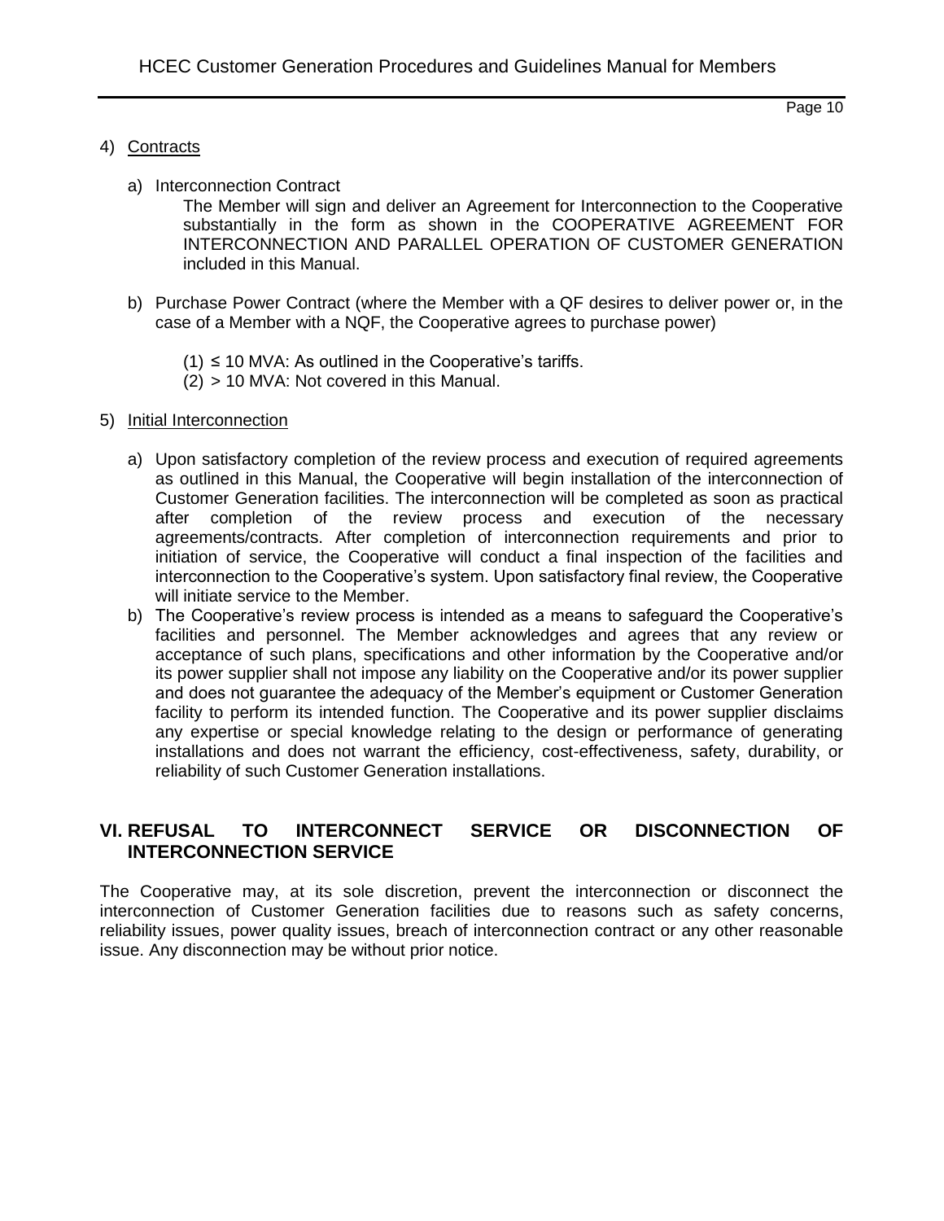4) Contracts

   a) Interconnection Contract

      The Member will sign and deliver an Agreement for Interconnection to the Cooperative substantially in the form as shown in the COOPERATIVE AGREEMENT FOR INTERCONNECTION AND PARALLEL OPERATION OF CUSTOMER GENERATION included in this Manual.

   b) Purchase Power Contract (where the Member with a QF desires to deliver power or, in the case of a Member with a NQF, the Cooperative agrees to purchase power)

      (1) ≤ 10 MVA: As outlined in the Cooperative's tariffs.
      (2) > 10 MVA: Not covered in this Manual.

5) Initial Interconnection

   a) Upon satisfactory completion of the review process and execution of required agreements as outlined in this Manual, the Cooperative will begin installation of the interconnection of Customer Generation facilities. The interconnection will be completed as soon as practical after completion of the review process and execution of the necessary agreements/contracts. After completion of interconnection requirements and prior to initiation of service, the Cooperative will conduct a final inspection of the facilities and interconnection to the Cooperative's system. Upon satisfactory final review, the Cooperative will initiate service to the Member.
   b) The Cooperative's review process is intended as a means to safeguard the Cooperative's facilities and personnel. The Member acknowledges and agrees that any review or acceptance of such plans, specifications and other information by the Cooperative and/or its power supplier shall not impose any liability on the Cooperative and/or its power supplier and does not guarantee the adequacy of the Member's equipment or Customer Generation facility to perform its intended function. The Cooperative and its power supplier disclaims any expertise or special knowledge relating to the design or performance of generating installations and does not warrant the efficiency, cost-effectiveness, safety, durability, or reliability of such Customer Generation installations.

## VI. REFUSAL TO INTERCONNECT SERVICE OR DISCONNECTION OF INTERCONNECTION SERVICE

The Cooperative may, at its sole discretion, prevent the interconnection or disconnect the interconnection of Customer Generation facilities due to reasons such as safety concerns, reliability issues, power quality issues, breach of interconnection contract or any other reasonable issue. Any disconnection may be without prior notice.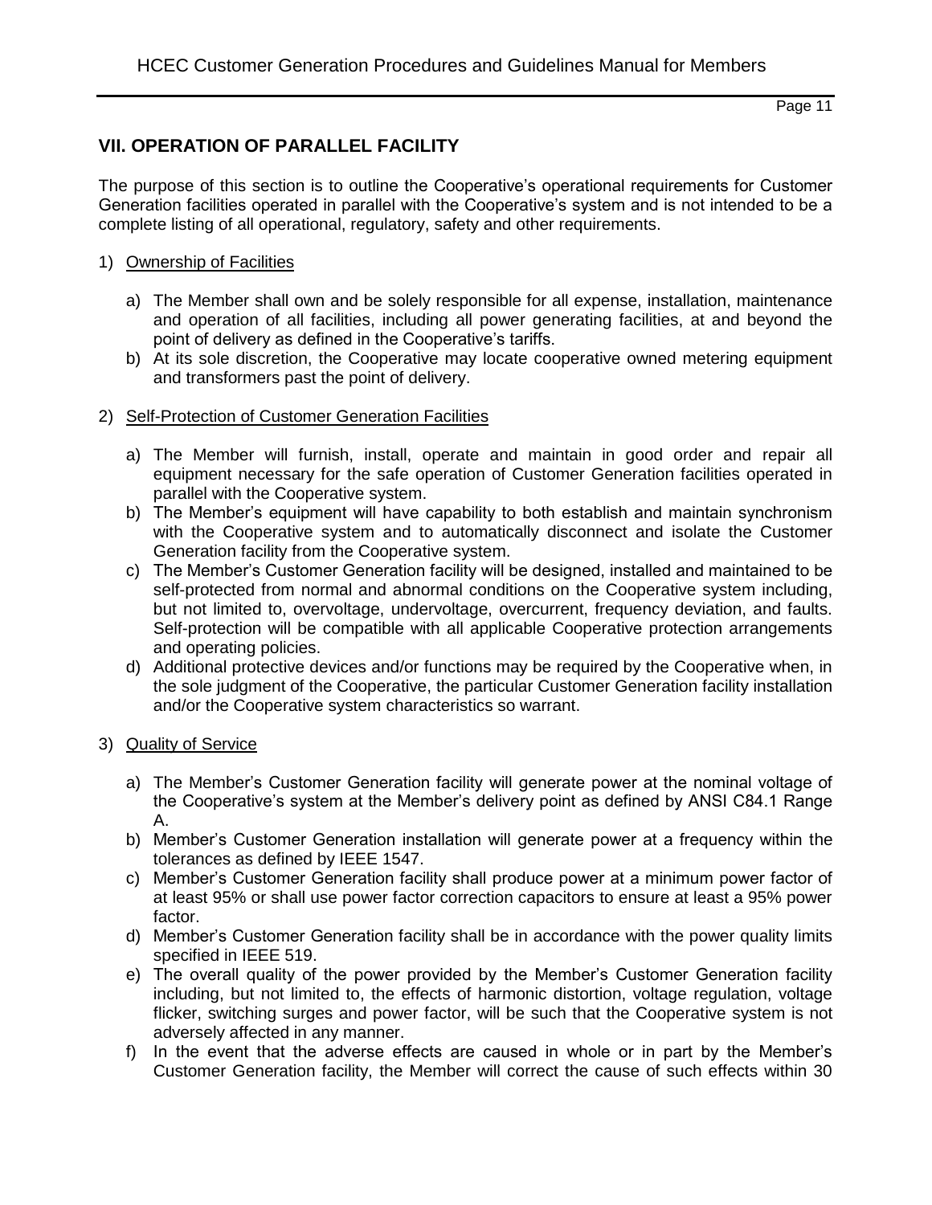## VII. OPERATION OF PARALLEL FACILITY

The purpose of this section is to outline the Cooperative's operational requirements for Customer Generation facilities operated in parallel with the Cooperative's system and is not intended to be a complete listing of all operational, regulatory, safety and other requirements.

1) Ownership of Facilities

   a) The Member shall own and be solely responsible for all expense, installation, maintenance and operation of all facilities, including all power generating facilities, at and beyond the point of delivery as defined in the Cooperative's tariffs.
   b) At its sole discretion, the Cooperative may locate cooperative owned metering equipment and transformers past the point of delivery.

2) Self-Protection of Customer Generation Facilities

   a) The Member will furnish, install, operate and maintain in good order and repair all equipment necessary for the safe operation of Customer Generation facilities operated in parallel with the Cooperative system.
   b) The Member's equipment will have capability to both establish and maintain synchronism with the Cooperative system and to automatically disconnect and isolate the Customer Generation facility from the Cooperative system.
   c) The Member's Customer Generation facility will be designed, installed and maintained to be self-protected from normal and abnormal conditions on the Cooperative system including, but not limited to, overvoltage, undervoltage, overcurrent, frequency deviation, and faults. Self-protection will be compatible with all applicable Cooperative protection arrangements and operating policies.
   d) Additional protective devices and/or functions may be required by the Cooperative when, in the sole judgment of the Cooperative, the particular Customer Generation facility installation and/or the Cooperative system characteristics so warrant.

3) Quality of Service

   a) The Member's Customer Generation facility will generate power at the nominal voltage of the Cooperative's system at the Member's delivery point as defined by ANSI C84.1 Range A.
   b) Member's Customer Generation installation will generate power at a frequency within the tolerances as defined by IEEE 1547.
   c) Member's Customer Generation facility shall produce power at a minimum power factor of at least 95% or shall use power factor correction capacitors to ensure at least a 95% power factor.
   d) Member's Customer Generation facility shall be in accordance with the power quality limits specified in IEEE 519.
   e) The overall quality of the power provided by the Member's Customer Generation facility including, but not limited to, the effects of harmonic distortion, voltage regulation, voltage flicker, switching surges and power factor, will be such that the Cooperative system is not adversely affected in any manner.
   f) In the event that the adverse effects are caused in whole or in part by the Member's Customer Generation facility, the Member will correct the cause of such effects within 30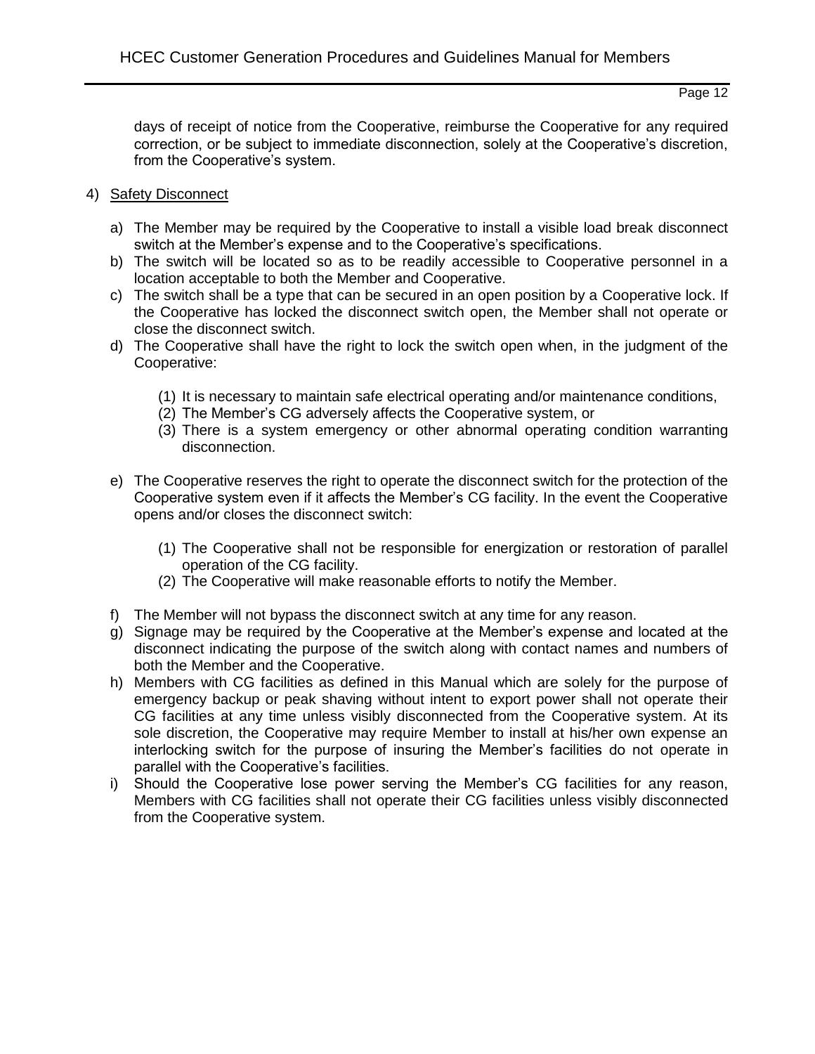days of receipt of notice from the Cooperative, reimburse the Cooperative for any required correction, or be subject to immediate disconnection, solely at the Cooperative's discretion, from the Cooperative's system.

4) Safety Disconnect

a) The Member may be required by the Cooperative to install a visible load break disconnect switch at the Member's expense and to the Cooperative's specifications.
b) The switch will be located so as to be readily accessible to Cooperative personnel in a location acceptable to both the Member and Cooperative.
c) The switch shall be a type that can be secured in an open position by a Cooperative lock. If the Cooperative has locked the disconnect switch open, the Member shall not operate or close the disconnect switch.
d) The Cooperative shall have the right to lock the switch open when, in the judgment of the Cooperative:

    (1) It is necessary to maintain safe electrical operating and/or maintenance conditions,
    (2) The Member's CG adversely affects the Cooperative system, or
    (3) There is a system emergency or other abnormal operating condition warranting disconnection.

e) The Cooperative reserves the right to operate the disconnect switch for the protection of the Cooperative system even if it affects the Member's CG facility. In the event the Cooperative opens and/or closes the disconnect switch:

    (1) The Cooperative shall not be responsible for energization or restoration of parallel operation of the CG facility.
    (2) The Cooperative will make reasonable efforts to notify the Member.

f) The Member will not bypass the disconnect switch at any time for any reason.
g) Signage may be required by the Cooperative at the Member's expense and located at the disconnect indicating the purpose of the switch along with contact names and numbers of both the Member and the Cooperative.
h) Members with CG facilities as defined in this Manual which are solely for the purpose of emergency backup or peak shaving without intent to export power shall not operate their CG facilities at any time unless visibly disconnected from the Cooperative system. At its sole discretion, the Cooperative may require Member to install at his/her own expense an interlocking switch for the purpose of insuring the Member's facilities do not operate in parallel with the Cooperative's facilities.
i) Should the Cooperative lose power serving the Member's CG facilities for any reason, Members with CG facilities shall not operate their CG facilities unless visibly disconnected from the Cooperative system.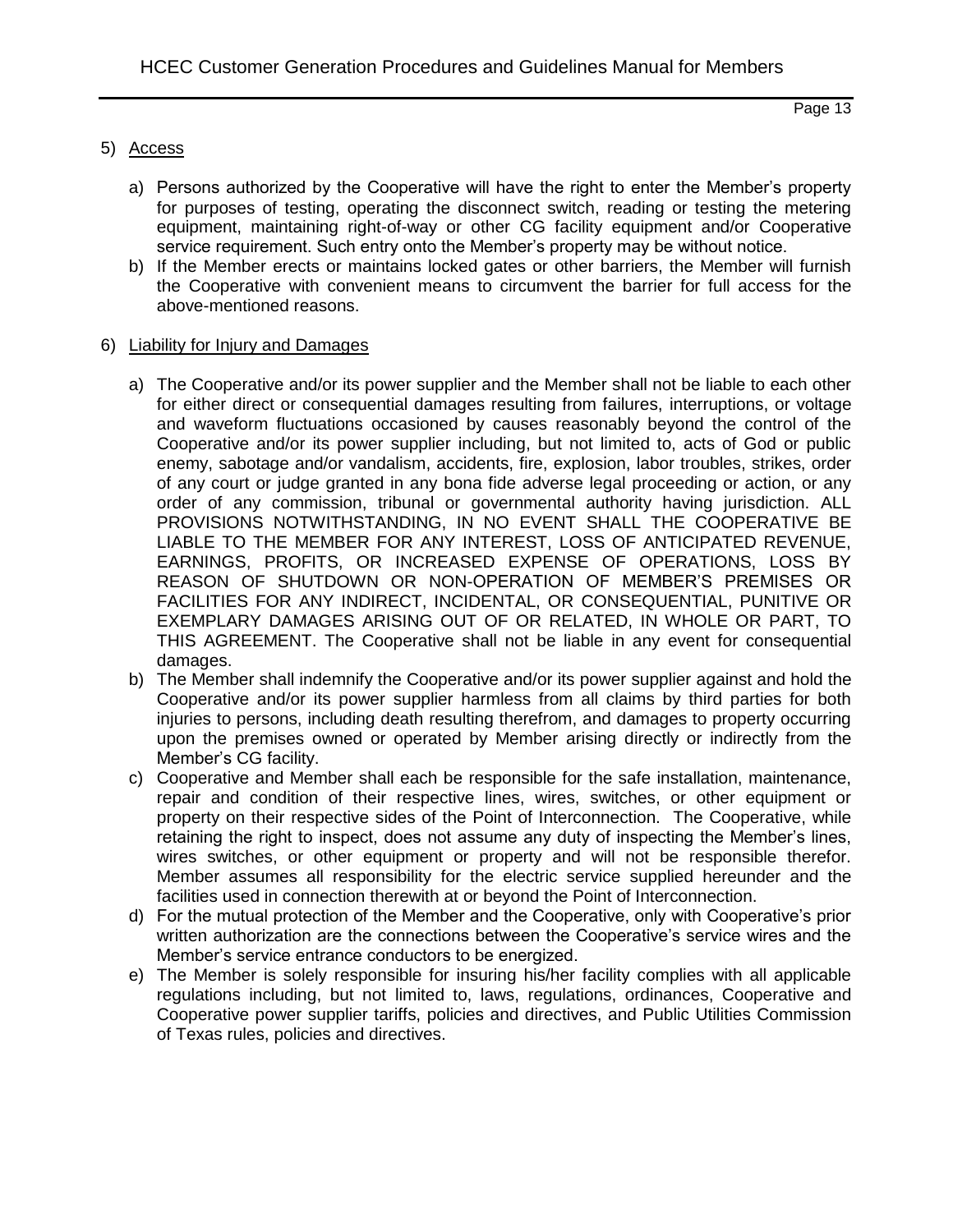5) <u>Access</u>

   a) Persons authorized by the Cooperative will have the right to enter the Member's property for purposes of testing, operating the disconnect switch, reading or testing the metering equipment, maintaining right-of-way or other CG facility equipment and/or Cooperative service requirement. Such entry onto the Member's property may be without notice.
   b) If the Member erects or maintains locked gates or other barriers, the Member will furnish the Cooperative with convenient means to circumvent the barrier for full access for the above-mentioned reasons.

6) <u>Liability for Injury and Damages</u>

   a) The Cooperative and/or its power supplier and the Member shall not be liable to each other for either direct or consequential damages resulting from failures, interruptions, or voltage and waveform fluctuations occasioned by causes reasonably beyond the control of the Cooperative and/or its power supplier including, but not limited to, acts of God or public enemy, sabotage and/or vandalism, accidents, fire, explosion, labor troubles, strikes, order of any court or judge granted in any bona fide adverse legal proceeding or action, or any order of any commission, tribunal or governmental authority having jurisdiction. ALL PROVISIONS NOTWITHSTANDING, IN NO EVENT SHALL THE COOPERATIVE BE LIABLE TO THE MEMBER FOR ANY INTEREST, LOSS OF ANTICIPATED REVENUE, EARNINGS, PROFITS, OR INCREASED EXPENSE OF OPERATIONS, LOSS BY REASON OF SHUTDOWN OR NON-OPERATION OF MEMBER'S PREMISES OR FACILITIES FOR ANY INDIRECT, INCIDENTAL, OR CONSEQUENTIAL, PUNITIVE OR EXEMPLARY DAMAGES ARISING OUT OF OR RELATED, IN WHOLE OR PART, TO THIS AGREEMENT. The Cooperative shall not be liable in any event for consequential damages.
   b) The Member shall indemnify the Cooperative and/or its power supplier against and hold the Cooperative and/or its power supplier harmless from all claims by third parties for both injuries to persons, including death resulting therefrom, and damages to property occurring upon the premises owned or operated by Member arising directly or indirectly from the Member's CG facility.
   c) Cooperative and Member shall each be responsible for the safe installation, maintenance, repair and condition of their respective lines, wires, switches, or other equipment or property on their respective sides of the Point of Interconnection. The Cooperative, while retaining the right to inspect, does not assume any duty of inspecting the Member's lines, wires switches, or other equipment or property and will not be responsible therefor. Member assumes all responsibility for the electric service supplied hereunder and the facilities used in connection therewith at or beyond the Point of Interconnection.
   d) For the mutual protection of the Member and the Cooperative, only with Cooperative's prior written authorization are the connections between the Cooperative's service wires and the Member's service entrance conductors to be energized.
   e) The Member is solely responsible for insuring his/her facility complies with all applicable regulations including, but not limited to, laws, regulations, ordinances, Cooperative and Cooperative power supplier tariffs, policies and directives, and Public Utilities Commission of Texas rules, policies and directives.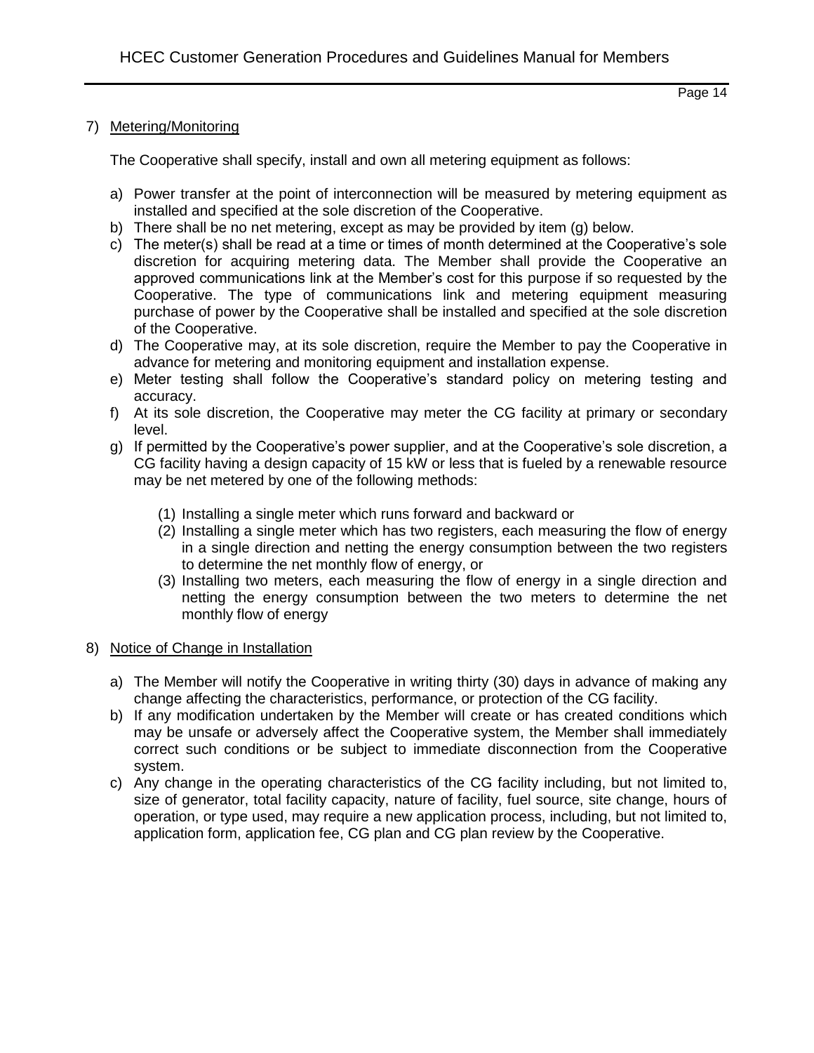7) Metering/Monitoring

   The Cooperative shall specify, install and own all metering equipment as follows:

   a) Power transfer at the point of interconnection will be measured by metering equipment as installed and specified at the sole discretion of the Cooperative.
   b) There shall be no net metering, except as may be provided by item (g) below.
   c) The meter(s) shall be read at a time or times of month determined at the Cooperative's sole discretion for acquiring metering data. The Member shall provide the Cooperative an approved communications link at the Member's cost for this purpose if so requested by the Cooperative. The type of communications link and metering equipment measuring purchase of power by the Cooperative shall be installed and specified at the sole discretion of the Cooperative.
   d) The Cooperative may, at its sole discretion, require the Member to pay the Cooperative in advance for metering and monitoring equipment and installation expense.
   e) Meter testing shall follow the Cooperative's standard policy on metering testing and accuracy.
   f) At its sole discretion, the Cooperative may meter the CG facility at primary or secondary level.
   g) If permitted by the Cooperative's power supplier, and at the Cooperative's sole discretion, a CG facility having a design capacity of 15 kW or less that is fueled by a renewable resource may be net metered by one of the following methods:

      (1) Installing a single meter which runs forward and backward or
      (2) Installing a single meter which has two registers, each measuring the flow of energy in a single direction and netting the energy consumption between the two registers to determine the net monthly flow of energy, or
      (3) Installing two meters, each measuring the flow of energy in a single direction and netting the energy consumption between the two meters to determine the net monthly flow of energy

8) Notice of Change in Installation

   a) The Member will notify the Cooperative in writing thirty (30) days in advance of making any change affecting the characteristics, performance, or protection of the CG facility.
   b) If any modification undertaken by the Member will create or has created conditions which may be unsafe or adversely affect the Cooperative system, the Member shall immediately correct such conditions or be subject to immediate disconnection from the Cooperative system.
   c) Any change in the operating characteristics of the CG facility including, but not limited to, size of generator, total facility capacity, nature of facility, fuel source, site change, hours of operation, or type used, may require a new application process, including, but not limited to, application form, application fee, CG plan and CG plan review by the Cooperative.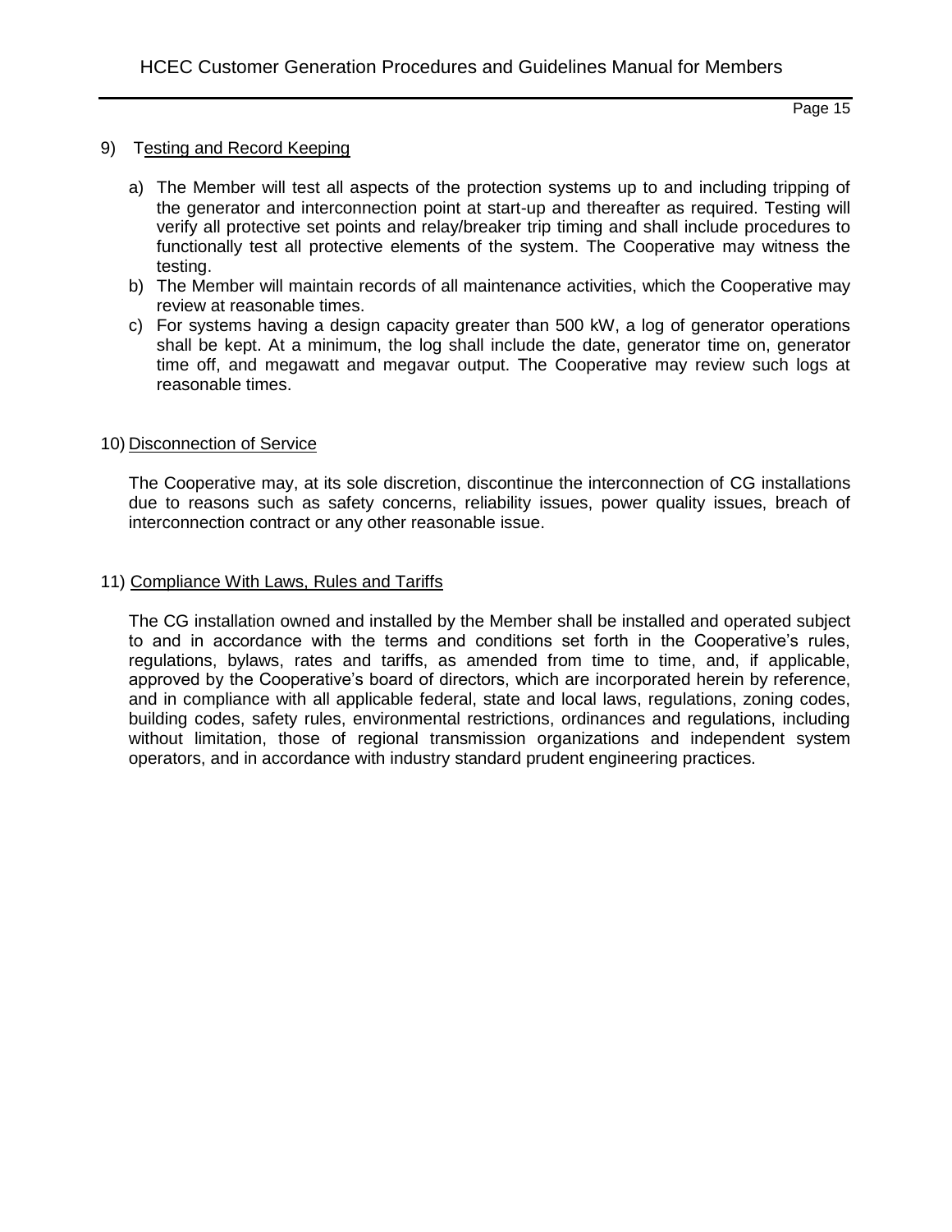9) Testing and Record Keeping

   a) The Member will test all aspects of the protection systems up to and including tripping of the generator and interconnection point at start-up and thereafter as required. Testing will verify all protective set points and relay/breaker trip timing and shall include procedures to functionally test all protective elements of the system. The Cooperative may witness the testing.
   b) The Member will maintain records of all maintenance activities, which the Cooperative may review at reasonable times.
   c) For systems having a design capacity greater than 500 kW, a log of generator operations shall be kept. At a minimum, the log shall include the date, generator time on, generator time off, and megawatt and megavar output. The Cooperative may review such logs at reasonable times.

10) Disconnection of Service

   The Cooperative may, at its sole discretion, discontinue the interconnection of CG installations due to reasons such as safety concerns, reliability issues, power quality issues, breach of interconnection contract or any other reasonable issue.

11) Compliance With Laws, Rules and Tariffs

   The CG installation owned and installed by the Member shall be installed and operated subject to and in accordance with the terms and conditions set forth in the Cooperative's rules, regulations, bylaws, rates and tariffs, as amended from time to time, and, if applicable, approved by the Cooperative's board of directors, which are incorporated herein by reference, and in compliance with all applicable federal, state and local laws, regulations, zoning codes, building codes, safety rules, environmental restrictions, ordinances and regulations, including without limitation, those of regional transmission organizations and independent system operators, and in accordance with industry standard prudent engineering practices.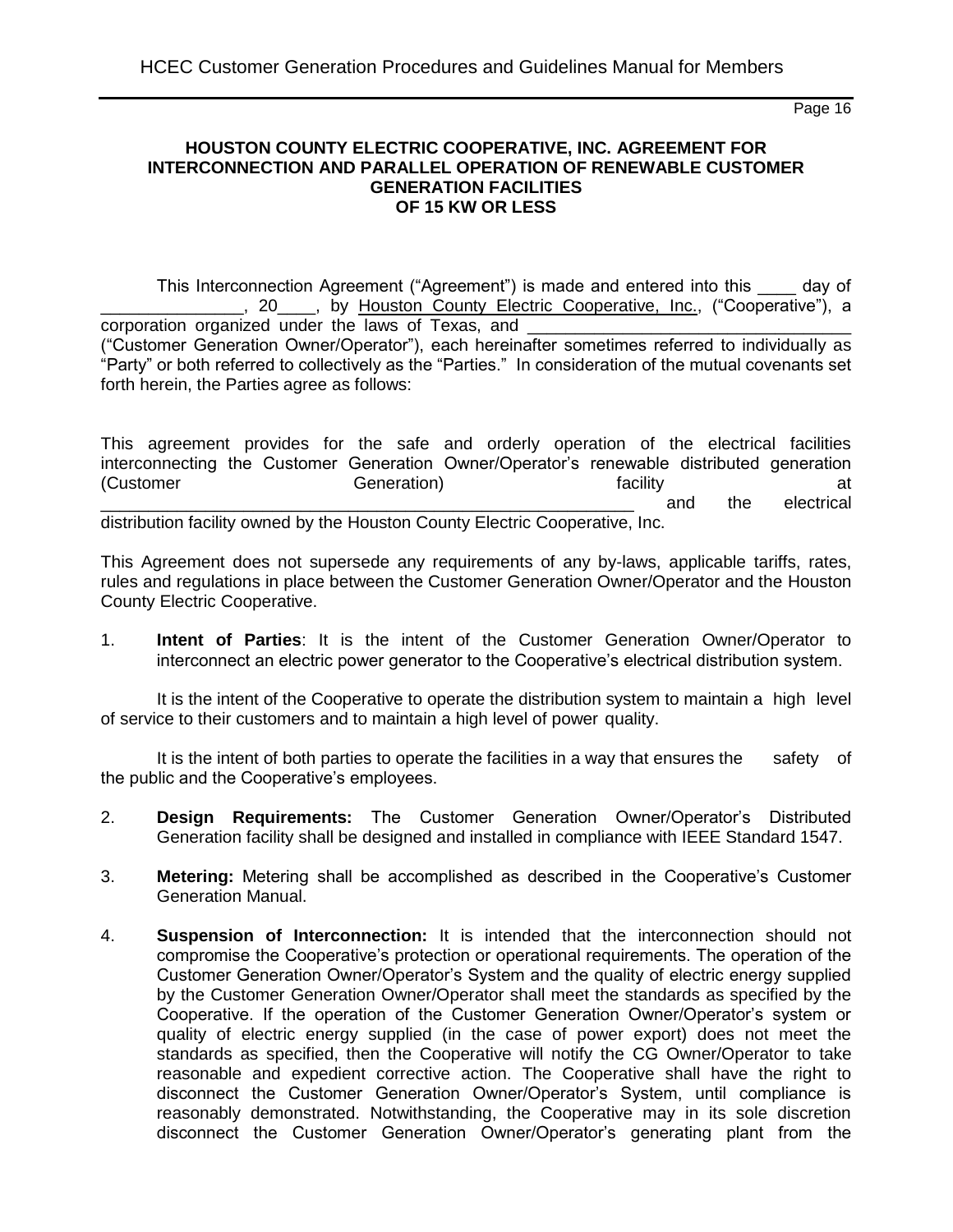**HOUSTON COUNTY ELECTRIC COOPERATIVE, INC. AGREEMENT FOR INTERCONNECTION AND PARALLEL OPERATION OF RENEWABLE CUSTOMER GENERATION FACILITIES OF 15 KW OR LESS**

This Interconnection Agreement ("Agreement") is made and entered into this ____ day of _______________, 20____, by Houston County Electric Cooperative, Inc., ("Cooperative"), a corporation organized under the laws of Texas, and _________________________________ ("Customer Generation Owner/Operator"), each hereinafter sometimes referred to individually as "Party" or both referred to collectively as the "Parties." In consideration of the mutual covenants set forth herein, the Parties agree as follows:

This agreement provides for the safe and orderly operation of the electrical facilities interconnecting the Customer Generation Owner/Operator's renewable distributed generation (Customer Generation) facility at _______________________________________________________ and the electrical distribution facility owned by the Houston County Electric Cooperative, Inc.

This Agreement does not supersede any requirements of any by-laws, applicable tariffs, rates, rules and regulations in place between the Customer Generation Owner/Operator and the Houston County Electric Cooperative.

1. **Intent of Parties**: It is the intent of the Customer Generation Owner/Operator to interconnect an electric power generator to the Cooperative's electrical distribution system.

   It is the intent of the Cooperative to operate the distribution system to maintain a high level of service to their customers and to maintain a high level of power quality.

   It is the intent of both parties to operate the facilities in a way that ensures the safety of the public and the Cooperative's employees.

2. **Design Requirements:** The Customer Generation Owner/Operator's Distributed Generation facility shall be designed and installed in compliance with IEEE Standard 1547.

3. **Metering:** Metering shall be accomplished as described in the Cooperative's Customer Generation Manual.

4. **Suspension of Interconnection:** It is intended that the interconnection should not compromise the Cooperative's protection or operational requirements. The operation of the Customer Generation Owner/Operator's System and the quality of electric energy supplied by the Customer Generation Owner/Operator shall meet the standards as specified by the Cooperative. If the operation of the Customer Generation Owner/Operator's system or quality of electric energy supplied (in the case of power export) does not meet the standards as specified, then the Cooperative will notify the CG Owner/Operator to take reasonable and expedient corrective action. The Cooperative shall have the right to disconnect the Customer Generation Owner/Operator's System, until compliance is reasonably demonstrated. Notwithstanding, the Cooperative may in its sole discretion disconnect the Customer Generation Owner/Operator's generating plant from the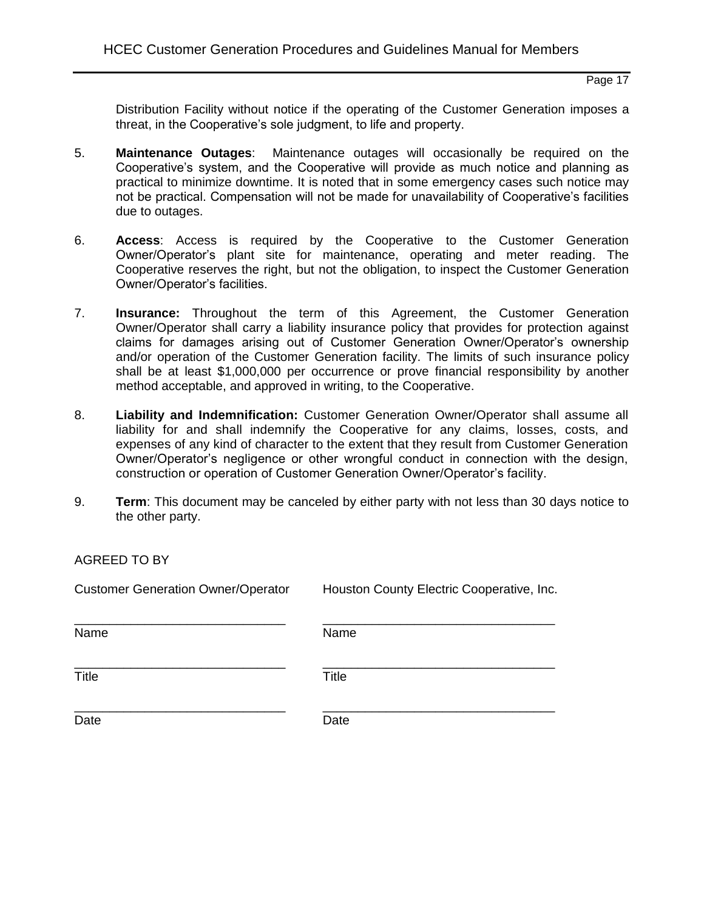Distribution Facility without notice if the operating of the Customer Generation imposes a threat, in the Cooperative's sole judgment, to life and property.

5. **Maintenance Outages**: Maintenance outages will occasionally be required on the Cooperative's system, and the Cooperative will provide as much notice and planning as practical to minimize downtime. It is noted that in some emergency cases such notice may not be practical. Compensation will not be made for unavailability of Cooperative's facilities due to outages.

6. **Access**: Access is required by the Cooperative to the Customer Generation Owner/Operator's plant site for maintenance, operating and meter reading. The Cooperative reserves the right, but not the obligation, to inspect the Customer Generation Owner/Operator's facilities.

7. **Insurance:** Throughout the term of this Agreement, the Customer Generation Owner/Operator shall carry a liability insurance policy that provides for protection against claims for damages arising out of Customer Generation Owner/Operator's ownership and/or operation of the Customer Generation facility. The limits of such insurance policy shall be at least $1,000,000 per occurrence or prove financial responsibility by another method acceptable, and approved in writing, to the Cooperative.

8. **Liability and Indemnification:** Customer Generation Owner/Operator shall assume all liability for and shall indemnify the Cooperative for any claims, losses, costs, and expenses of any kind of character to the extent that they result from Customer Generation Owner/Operator's negligence or other wrongful conduct in connection with the design, construction or operation of Customer Generation Owner/Operator's facility.

9. **Term**: This document may be canceled by either party with not less than 30 days notice to the other party.

AGREED TO BY

| Customer Generation Owner/Operator | Houston County Electric Cooperative, Inc. |
|---|---|
| ______________________________ | ______________________________ |
| Name | Name |
| ______________________________ | ______________________________ |
| Title | Title |
| ______________________________ | ______________________________ |
| Date | Date |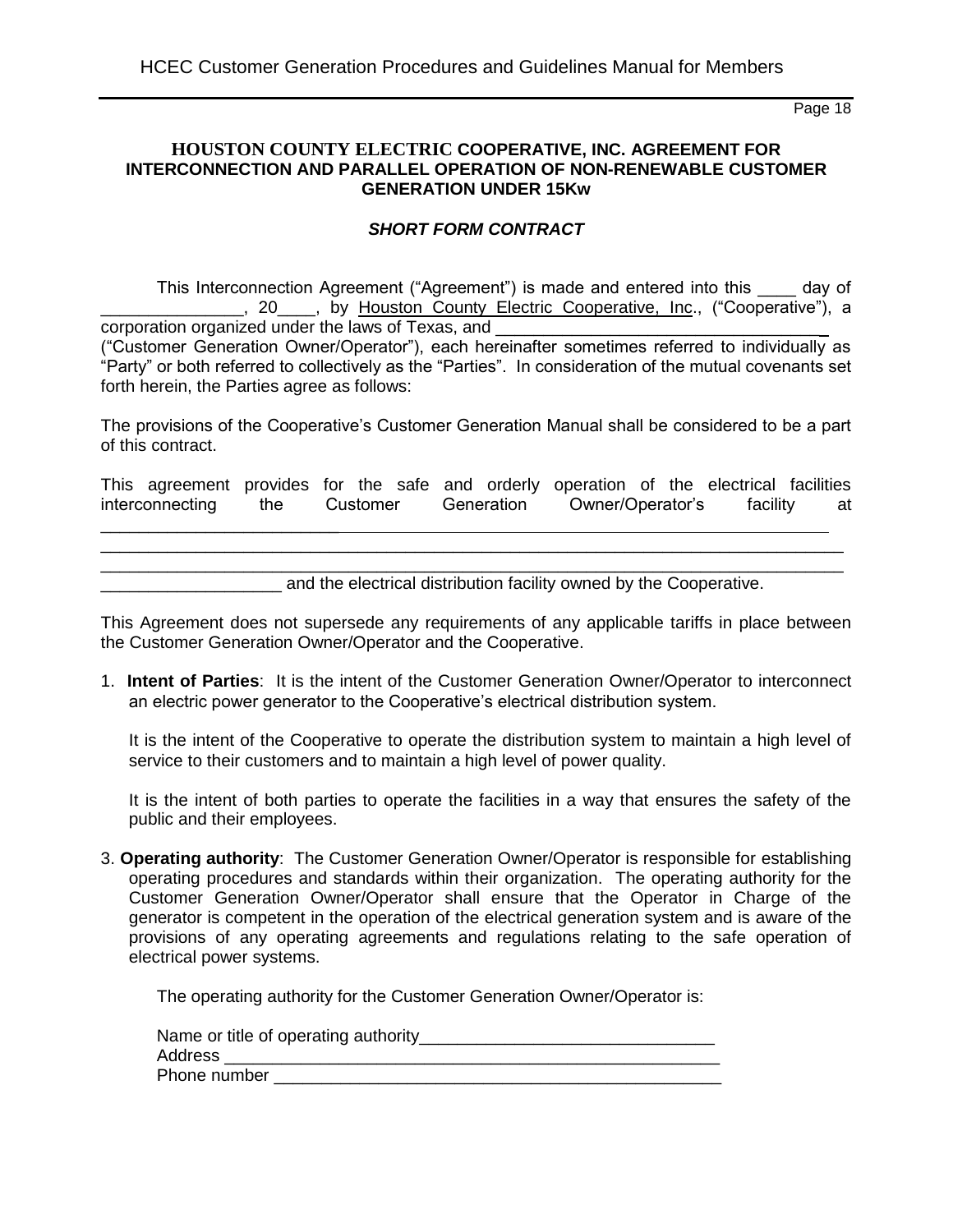## HOUSTON COUNTY ELECTRIC COOPERATIVE, INC. AGREEMENT FOR INTERCONNECTION AND PARALLEL OPERATION OF NON-RENEWABLE CUSTOMER GENERATION UNDER 15Kw

### *SHORT FORM CONTRACT*

This Interconnection Agreement ("Agreement") is made and entered into this ____ day of _______________, 20____, by Houston County Electric Cooperative, Inc., ("Cooperative"), a corporation organized under the laws of Texas, and ___________________________________ ("Customer Generation Owner/Operator"), each hereinafter sometimes referred to individually as "Party" or both referred to collectively as the "Parties". In consideration of the mutual covenants set forth herein, the Parties agree as follows:

The provisions of the Cooperative's Customer Generation Manual shall be considered to be a part of this contract.

This agreement provides for the safe and orderly operation of the electrical facilities interconnecting the Customer Generation Owner/Operator's facility at _________________________________________________________________________________
_________________________________________________________________________________
_________________________________________________________________________________
___________________ and the electrical distribution facility owned by the Cooperative.

This Agreement does not supersede any requirements of any applicable tariffs in place between the Customer Generation Owner/Operator and the Cooperative.

1. **Intent of Parties**: It is the intent of the Customer Generation Owner/Operator to interconnect an electric power generator to the Cooperative's electrical distribution system.

   It is the intent of the Cooperative to operate the distribution system to maintain a high level of service to their customers and to maintain a high level of power quality.

   It is the intent of both parties to operate the facilities in a way that ensures the safety of the public and their employees.

3. **Operating authority**: The Customer Generation Owner/Operator is responsible for establishing operating procedures and standards within their organization. The operating authority for the Customer Generation Owner/Operator shall ensure that the Operator in Charge of the generator is competent in the operation of the electrical generation system and is aware of the provisions of any operating agreements and regulations relating to the safe operation of electrical power systems.

   The operating authority for the Customer Generation Owner/Operator is:

   Name or title of operating authority_______________________________
   Address ____________________________________________________
   Phone number ________________________________________________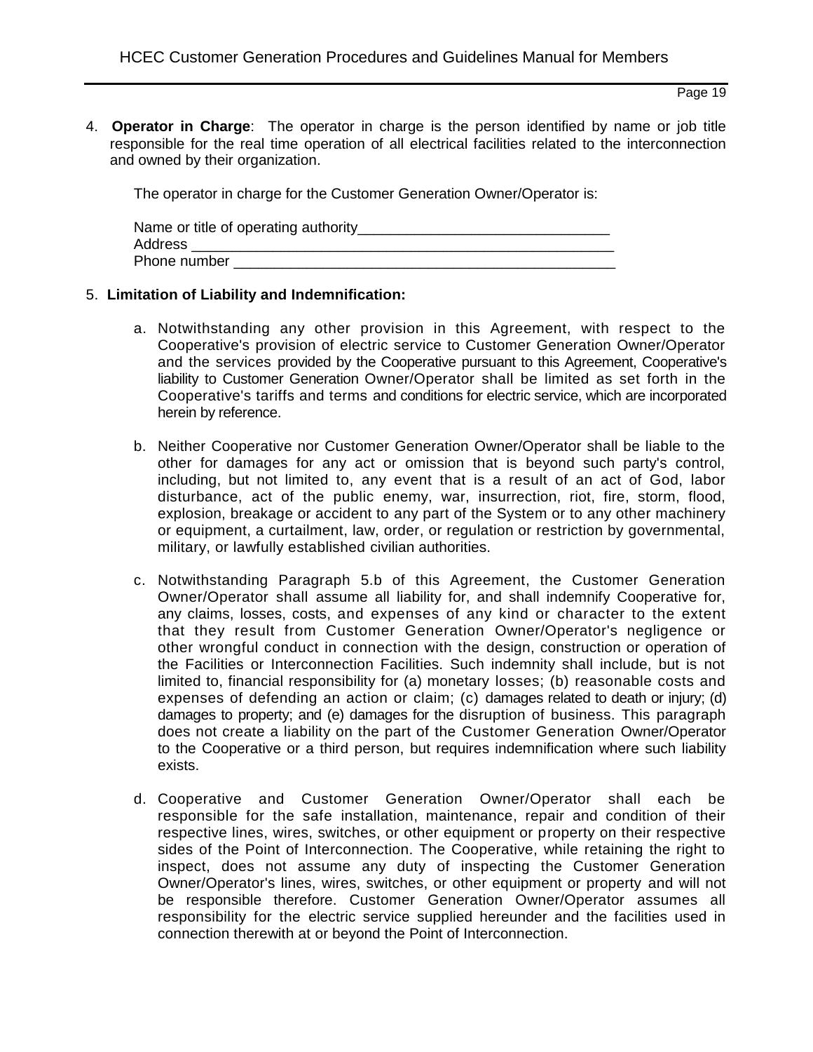4. **Operator in Charge**: The operator in charge is the person identified by name or job title responsible for the real time operation of all electrical facilities related to the interconnection and owned by their organization.

   The operator in charge for the Customer Generation Owner/Operator is:

   Name or title of operating authority_______________________________
   Address ______________________________________________________
   Phone number _________________________________________________

5. **Limitation of Liability and Indemnification:**

   a. Notwithstanding any other provision in this Agreement, with respect to the Cooperative's provision of electric service to Customer Generation Owner/Operator and the services provided by the Cooperative pursuant to this Agreement, Cooperative's liability to Customer Generation Owner/Operator shall be limited as set forth in the Cooperative's tariffs and terms and conditions for electric service, which are incorporated herein by reference.

   b. Neither Cooperative nor Customer Generation Owner/Operator shall be liable to the other for damages for any act or omission that is beyond such party's control, including, but not limited to, any event that is a result of an act of God, labor disturbance, act of the public enemy, war, insurrection, riot, fire, storm, flood, explosion, breakage or accident to any part of the System or to any other machinery or equipment, a curtailment, law, order, or regulation or restriction by governmental, military, or lawfully established civilian authorities.

   c. Notwithstanding Paragraph 5.b of this Agreement, the Customer Generation Owner/Operator shall assume all liability for, and shall indemnify Cooperative for, any claims, losses, costs, and expenses of any kind or character to the extent that they result from Customer Generation Owner/Operator's negligence or other wrongful conduct in connection with the design, construction or operation of the Facilities or Interconnection Facilities. Such indemnity shall include, but is not limited to, financial responsibility for (a) monetary losses; (b) reasonable costs and expenses of defending an action or claim; (c) damages related to death or injury; (d) damages to property; and (e) damages for the disruption of business. This paragraph does not create a liability on the part of the Customer Generation Owner/Operator to the Cooperative or a third person, but requires indemnification where such liability exists.

   d. Cooperative and Customer Generation Owner/Operator shall each be responsible for the safe installation, maintenance, repair and condition of their respective lines, wires, switches, or other equipment or property on their respective sides of the Point of Interconnection. The Cooperative, while retaining the right to inspect, does not assume any duty of inspecting the Customer Generation Owner/Operator's lines, wires, switches, or other equipment or property and will not be responsible therefore. Customer Generation Owner/Operator assumes all responsibility for the electric service supplied hereunder and the facilities used in connection therewith at or beyond the Point of Interconnection.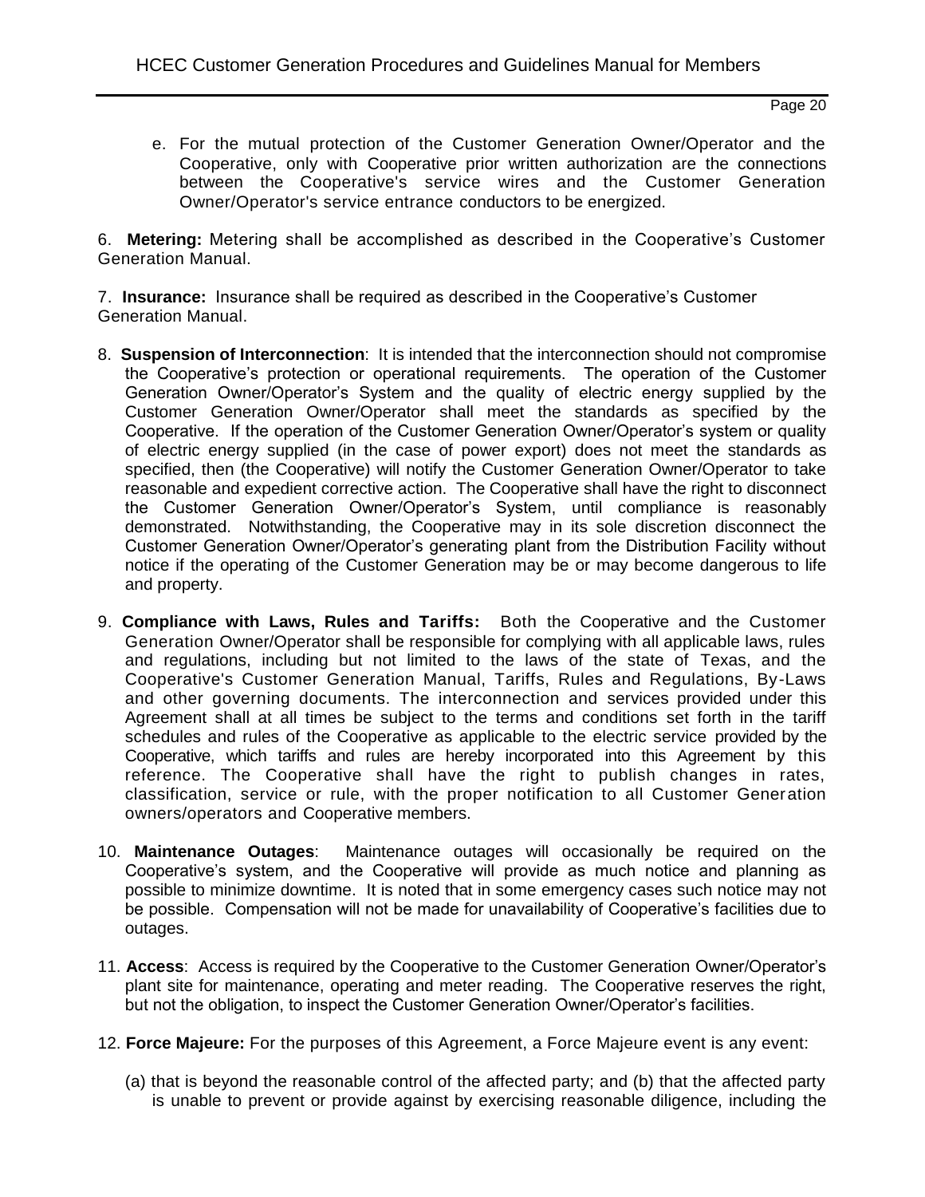e. For the mutual protection of the Customer Generation Owner/Operator and the Cooperative, only with Cooperative prior written authorization are the connections between the Cooperative's service wires and the Customer Generation Owner/Operator's service entrance conductors to be energized.

6. **Metering:** Metering shall be accomplished as described in the Cooperative's Customer Generation Manual.

7. **Insurance:** Insurance shall be required as described in the Cooperative's Customer Generation Manual.

8. **Suspension of Interconnection**: It is intended that the interconnection should not compromise the Cooperative's protection or operational requirements. The operation of the Customer Generation Owner/Operator's System and the quality of electric energy supplied by the Customer Generation Owner/Operator shall meet the standards as specified by the Cooperative. If the operation of the Customer Generation Owner/Operator's system or quality of electric energy supplied (in the case of power export) does not meet the standards as specified, then (the Cooperative) will notify the Customer Generation Owner/Operator to take reasonable and expedient corrective action. The Cooperative shall have the right to disconnect the Customer Generation Owner/Operator's System, until compliance is reasonably demonstrated. Notwithstanding, the Cooperative may in its sole discretion disconnect the Customer Generation Owner/Operator's generating plant from the Distribution Facility without notice if the operating of the Customer Generation may be or may become dangerous to life and property.

9. **Compliance with Laws, Rules and Tariffs:** Both the Cooperative and the Customer Generation Owner/Operator shall be responsible for complying with all applicable laws, rules and regulations, including but not limited to the laws of the state of Texas, and the Cooperative's Customer Generation Manual, Tariffs, Rules and Regulations, By-Laws and other governing documents. The interconnection and services provided under this Agreement shall at all times be subject to the terms and conditions set forth in the tariff schedules and rules of the Cooperative as applicable to the electric service provided by the Cooperative, which tariffs and rules are hereby incorporated into this Agreement by this reference. The Cooperative shall have the right to publish changes in rates, classification, service or rule, with the proper notification to all Customer Generation owners/operators and Cooperative members.

10. **Maintenance Outages**: Maintenance outages will occasionally be required on the Cooperative's system, and the Cooperative will provide as much notice and planning as possible to minimize downtime. It is noted that in some emergency cases such notice may not be possible. Compensation will not be made for unavailability of Cooperative's facilities due to outages.

11. **Access**: Access is required by the Cooperative to the Customer Generation Owner/Operator's plant site for maintenance, operating and meter reading. The Cooperative reserves the right, but not the obligation, to inspect the Customer Generation Owner/Operator's facilities.

12. **Force Majeure:** For the purposes of this Agreement, a Force Majeure event is any event:

(a) that is beyond the reasonable control of the affected party; and (b) that the affected party is unable to prevent or provide against by exercising reasonable diligence, including the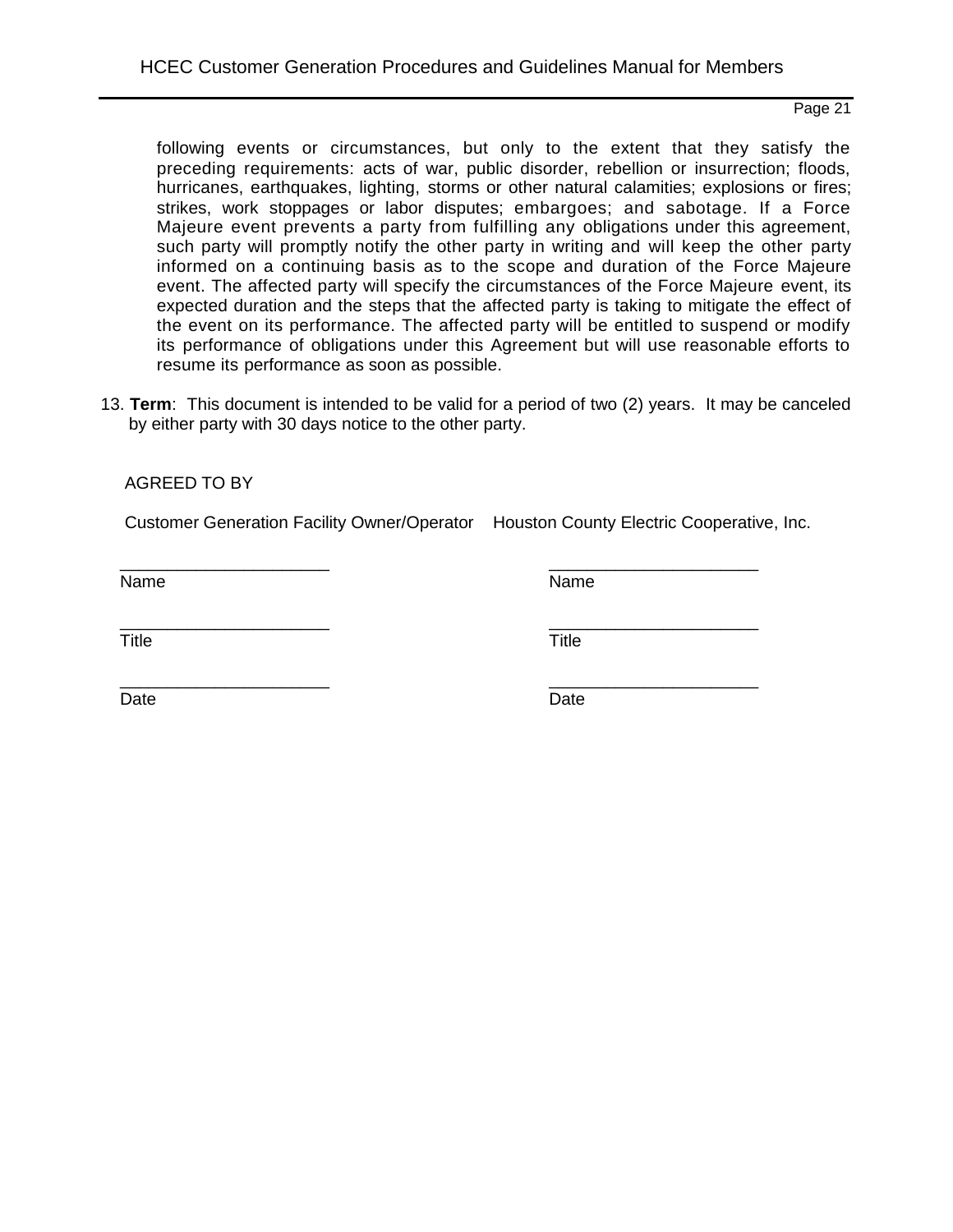following events or circumstances, but only to the extent that they satisfy the preceding requirements: acts of war, public disorder, rebellion or insurrection; floods, hurricanes, earthquakes, lighting, storms or other natural calamities; explosions or fires; strikes, work stoppages or labor disputes; embargoes; and sabotage. If a Force Majeure event prevents a party from fulfilling any obligations under this agreement, such party will promptly notify the other party in writing and will keep the other party informed on a continuing basis as to the scope and duration of the Force Majeure event. The affected party will specify the circumstances of the Force Majeure event, its expected duration and the steps that the affected party is taking to mitigate the effect of the event on its performance. The affected party will be entitled to suspend or modify its performance of obligations under this Agreement but will use reasonable efforts to resume its performance as soon as possible.

13. **Term**: This document is intended to be valid for a period of two (2) years. It may be canceled by either party with 30 days notice to the other party.

AGREED TO BY

| Customer Generation Facility Owner/Operator | Houston County Electric Cooperative, Inc. |
|---|---|
| ______________________ | ______________________ |
| Name | Name |
| ______________________ | ______________________ |
| Title | Title |
| ______________________ | ______________________ |
| Date | Date |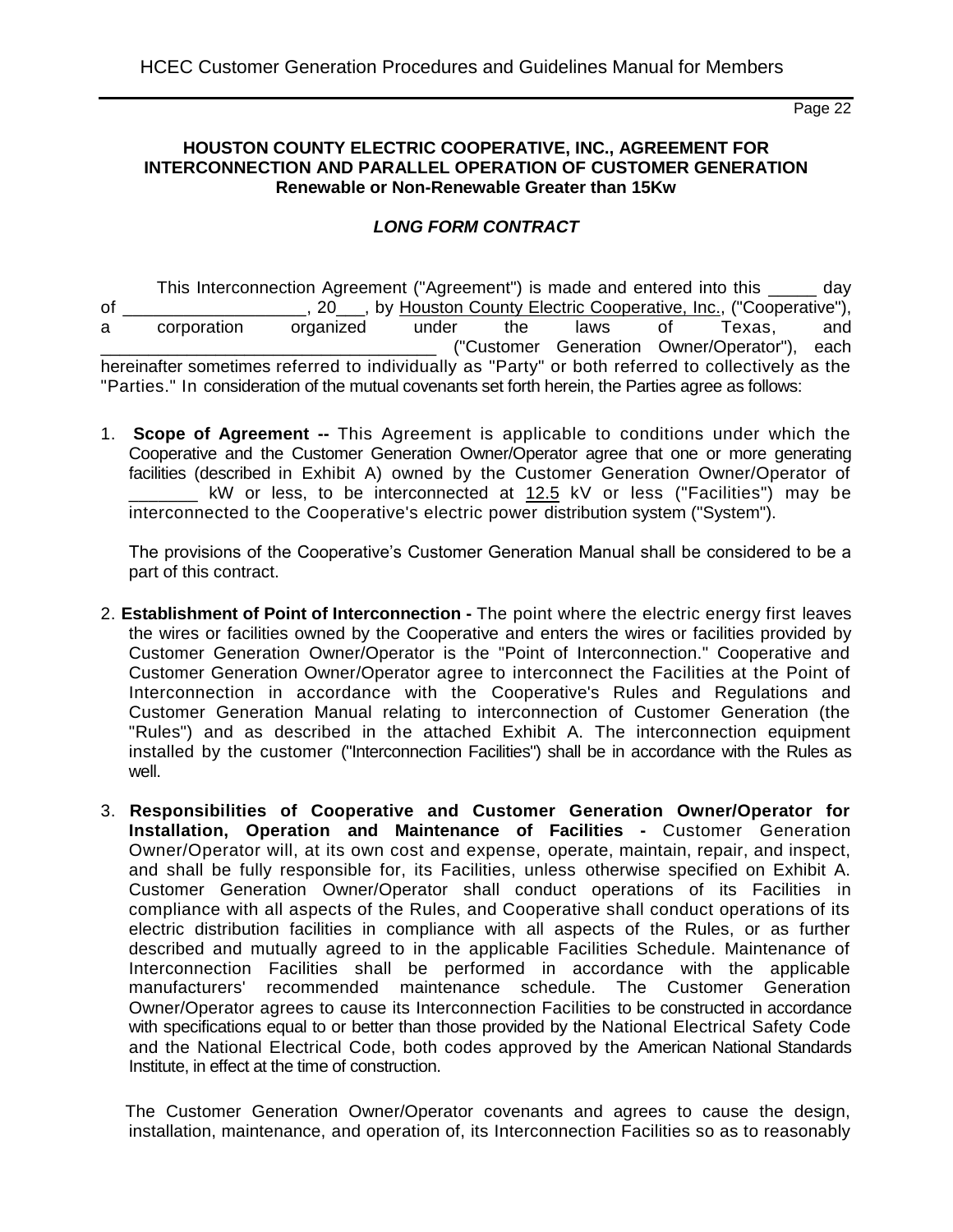**HOUSTON COUNTY ELECTRIC COOPERATIVE, INC., AGREEMENT FOR INTERCONNECTION AND PARALLEL OPERATION OF CUSTOMER GENERATION**
**Renewable or Non-Renewable Greater than 15Kw**

***LONG FORM CONTRACT***

This Interconnection Agreement ("Agreement") is made and entered into this _____ day of ___________________, 20___, by Houston County Electric Cooperative, Inc., ("Cooperative"), a corporation organized under the laws of Texas, and ___________________________________ ("Customer Generation Owner/Operator"), each hereinafter sometimes referred to individually as "Party" or both referred to collectively as the "Parties." In consideration of the mutual covenants set forth herein, the Parties agree as follows:

1. **Scope of Agreement --** This Agreement is applicable to conditions under which the Cooperative and the Customer Generation Owner/Operator agree that one or more generating facilities (described in Exhibit A) owned by the Customer Generation Owner/Operator of _______ kW or less, to be interconnected at 12.5 kV or less ("Facilities") may be interconnected to the Cooperative's electric power distribution system ("System").

   The provisions of the Cooperative's Customer Generation Manual shall be considered to be a part of this contract.

2. **Establishment of Point of Interconnection -** The point where the electric energy first leaves the wires or facilities owned by the Cooperative and enters the wires or facilities provided by Customer Generation Owner/Operator is the "Point of Interconnection." Cooperative and Customer Generation Owner/Operator agree to interconnect the Facilities at the Point of Interconnection in accordance with the Cooperative's Rules and Regulations and Customer Generation Manual relating to interconnection of Customer Generation (the "Rules") and as described in the attached Exhibit A. The interconnection equipment installed by the customer ("Interconnection Facilities") shall be in accordance with the Rules as well.

3. **Responsibilities of Cooperative and Customer Generation Owner/Operator for Installation, Operation and Maintenance of Facilities -** Customer Generation Owner/Operator will, at its own cost and expense, operate, maintain, repair, and inspect, and shall be fully responsible for, its Facilities, unless otherwise specified on Exhibit A. Customer Generation Owner/Operator shall conduct operations of its Facilities in compliance with all aspects of the Rules, and Cooperative shall conduct operations of its electric distribution facilities in compliance with all aspects of the Rules, or as further described and mutually agreed to in the applicable Facilities Schedule. Maintenance of Interconnection Facilities shall be performed in accordance with the applicable manufacturers' recommended maintenance schedule. The Customer Generation Owner/Operator agrees to cause its Interconnection Facilities to be constructed in accordance with specifications equal to or better than those provided by the National Electrical Safety Code and the National Electrical Code, both codes approved by the American National Standards Institute, in effect at the time of construction.

   The Customer Generation Owner/Operator covenants and agrees to cause the design, installation, maintenance, and operation of, its Interconnection Facilities so as to reasonably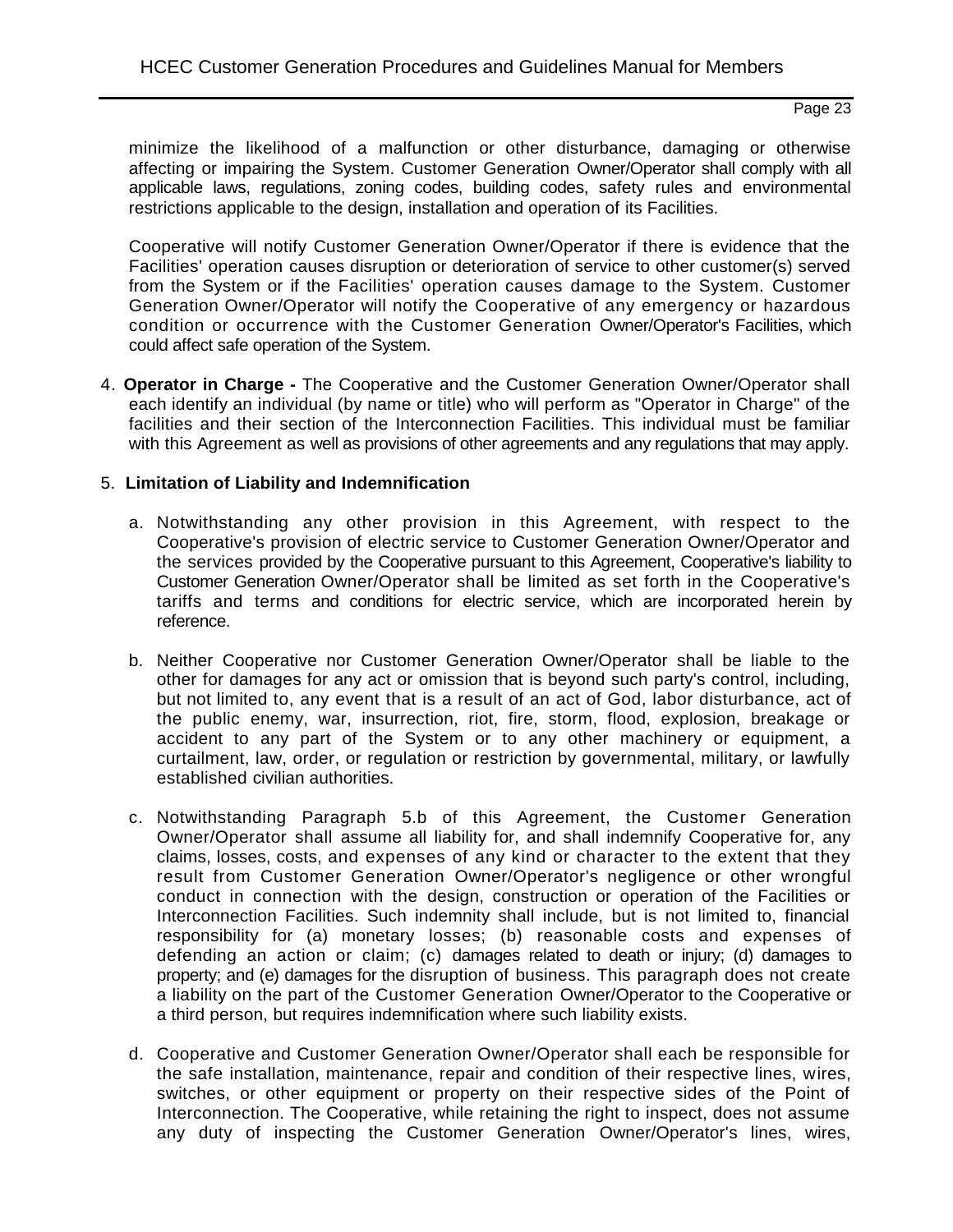minimize the likelihood of a malfunction or other disturbance, damaging or otherwise affecting or impairing the System. Customer Generation Owner/Operator shall comply with all applicable laws, regulations, zoning codes, building codes, safety rules and environmental restrictions applicable to the design, installation and operation of its Facilities.

Cooperative will notify Customer Generation Owner/Operator if there is evidence that the Facilities' operation causes disruption or deterioration of service to other customer(s) served from the System or if the Facilities' operation causes damage to the System. Customer Generation Owner/Operator will notify the Cooperative of any emergency or hazardous condition or occurrence with the Customer Generation Owner/Operator's Facilities, which could affect safe operation of the System.

4. **Operator in Charge -** The Cooperative and the Customer Generation Owner/Operator shall each identify an individual (by name or title) who will perform as "Operator in Charge" of the facilities and their section of the Interconnection Facilities. This individual must be familiar with this Agreement as well as provisions of other agreements and any regulations that may apply.

5. **Limitation of Liability and Indemnification**

   a. Notwithstanding any other provision in this Agreement, with respect to the Cooperative's provision of electric service to Customer Generation Owner/Operator and the services provided by the Cooperative pursuant to this Agreement, Cooperative's liability to Customer Generation Owner/Operator shall be limited as set forth in the Cooperative's tariffs and terms and conditions for electric service, which are incorporated herein by reference.

   b. Neither Cooperative nor Customer Generation Owner/Operator shall be liable to the other for damages for any act or omission that is beyond such party's control, including, but not limited to, any event that is a result of an act of God, labor disturbance, act of the public enemy, war, insurrection, riot, fire, storm, flood, explosion, breakage or accident to any part of the System or to any other machinery or equipment, a curtailment, law, order, or regulation or restriction by governmental, military, or lawfully established civilian authorities.

   c. Notwithstanding Paragraph 5.b of this Agreement, the Customer Generation Owner/Operator shall assume all liability for, and shall indemnify Cooperative for, any claims, losses, costs, and expenses of any kind or character to the extent that they result from Customer Generation Owner/Operator's negligence or other wrongful conduct in connection with the design, construction or operation of the Facilities or Interconnection Facilities. Such indemnity shall include, but is not limited to, financial responsibility for (a) monetary losses; (b) reasonable costs and expenses of defending an action or claim; (c) damages related to death or injury; (d) damages to property; and (e) damages for the disruption of business. This paragraph does not create a liability on the part of the Customer Generation Owner/Operator to the Cooperative or a third person, but requires indemnification where such liability exists.

   d. Cooperative and Customer Generation Owner/Operator shall each be responsible for the safe installation, maintenance, repair and condition of their respective lines, wires, switches, or other equipment or property on their respective sides of the Point of Interconnection. The Cooperative, while retaining the right to inspect, does not assume any duty of inspecting the Customer Generation Owner/Operator's lines, wires,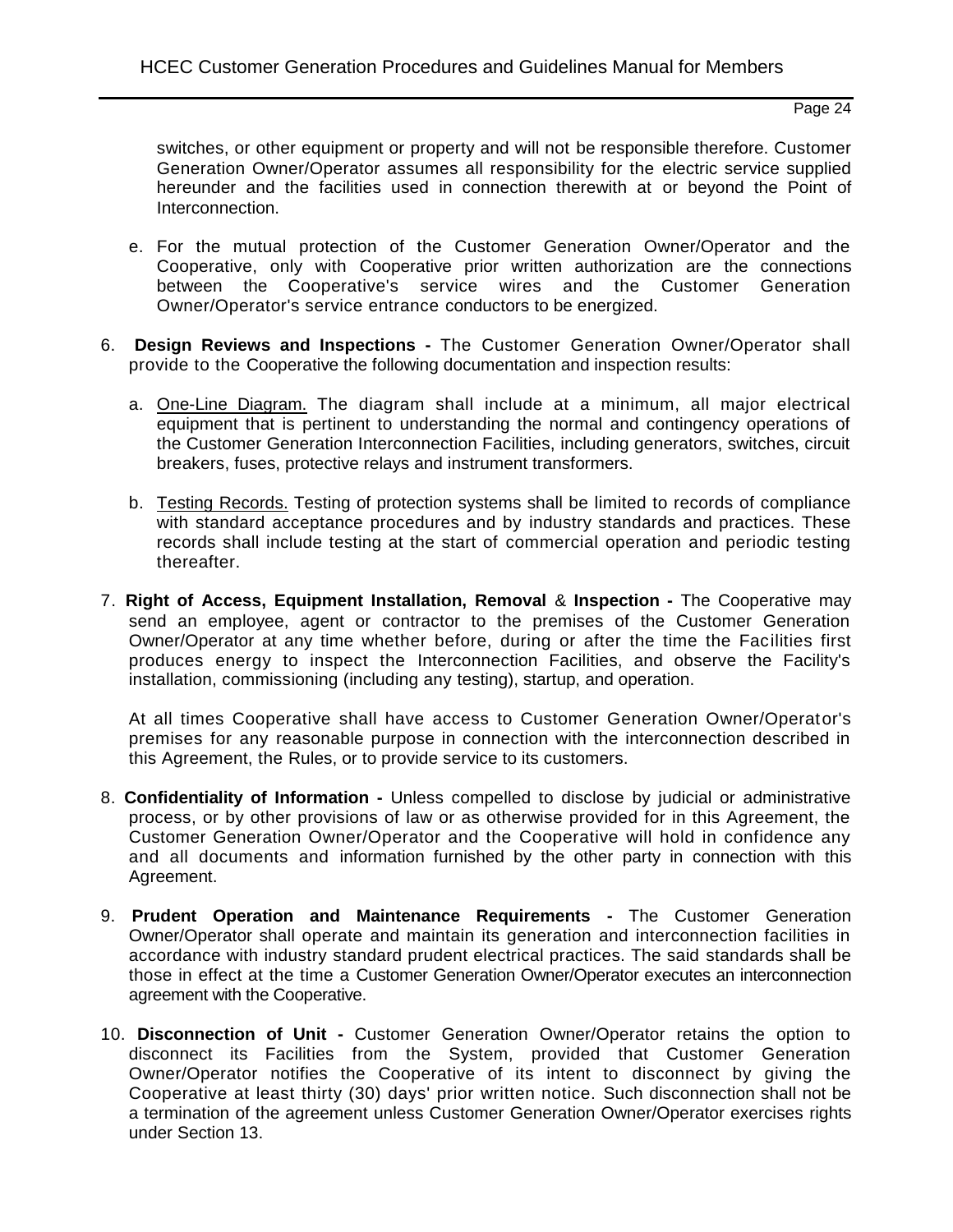switches, or other equipment or property and will not be responsible therefore. Customer Generation Owner/Operator assumes all responsibility for the electric service supplied hereunder and the facilities used in connection therewith at or beyond the Point of Interconnection.

e. For the mutual protection of the Customer Generation Owner/Operator and the Cooperative, only with Cooperative prior written authorization are the connections between the Cooperative's service wires and the Customer Generation Owner/Operator's service entrance conductors to be energized.

6. **Design Reviews and Inspections -** The Customer Generation Owner/Operator shall provide to the Cooperative the following documentation and inspection results:

   a. One-Line Diagram. The diagram shall include at a minimum, all major electrical equipment that is pertinent to understanding the normal and contingency operations of the Customer Generation Interconnection Facilities, including generators, switches, circuit breakers, fuses, protective relays and instrument transformers.

   b. Testing Records. Testing of protection systems shall be limited to records of compliance with standard acceptance procedures and by industry standards and practices. These records shall include testing at the start of commercial operation and periodic testing thereafter.

7. **Right of Access, Equipment Installation, Removal** & **Inspection -** The Cooperative may send an employee, agent or contractor to the premises of the Customer Generation Owner/Operator at any time whether before, during or after the time the Facilities first produces energy to inspect the Interconnection Facilities, and observe the Facility's installation, commissioning (including any testing), startup, and operation.

   At all times Cooperative shall have access to Customer Generation Owner/Operator's premises for any reasonable purpose in connection with the interconnection described in this Agreement, the Rules, or to provide service to its customers.

8. **Confidentiality of Information -** Unless compelled to disclose by judicial or administrative process, or by other provisions of law or as otherwise provided for in this Agreement, the Customer Generation Owner/Operator and the Cooperative will hold in confidence any and all documents and information furnished by the other party in connection with this Agreement.

9. **Prudent Operation and Maintenance Requirements -** The Customer Generation Owner/Operator shall operate and maintain its generation and interconnection facilities in accordance with industry standard prudent electrical practices. The said standards shall be those in effect at the time a Customer Generation Owner/Operator executes an interconnection agreement with the Cooperative.

10. **Disconnection of Unit -** Customer Generation Owner/Operator retains the option to disconnect its Facilities from the System, provided that Customer Generation Owner/Operator notifies the Cooperative of its intent to disconnect by giving the Cooperative at least thirty (30) days' prior written notice. Such disconnection shall not be a termination of the agreement unless Customer Generation Owner/Operator exercises rights under Section 13.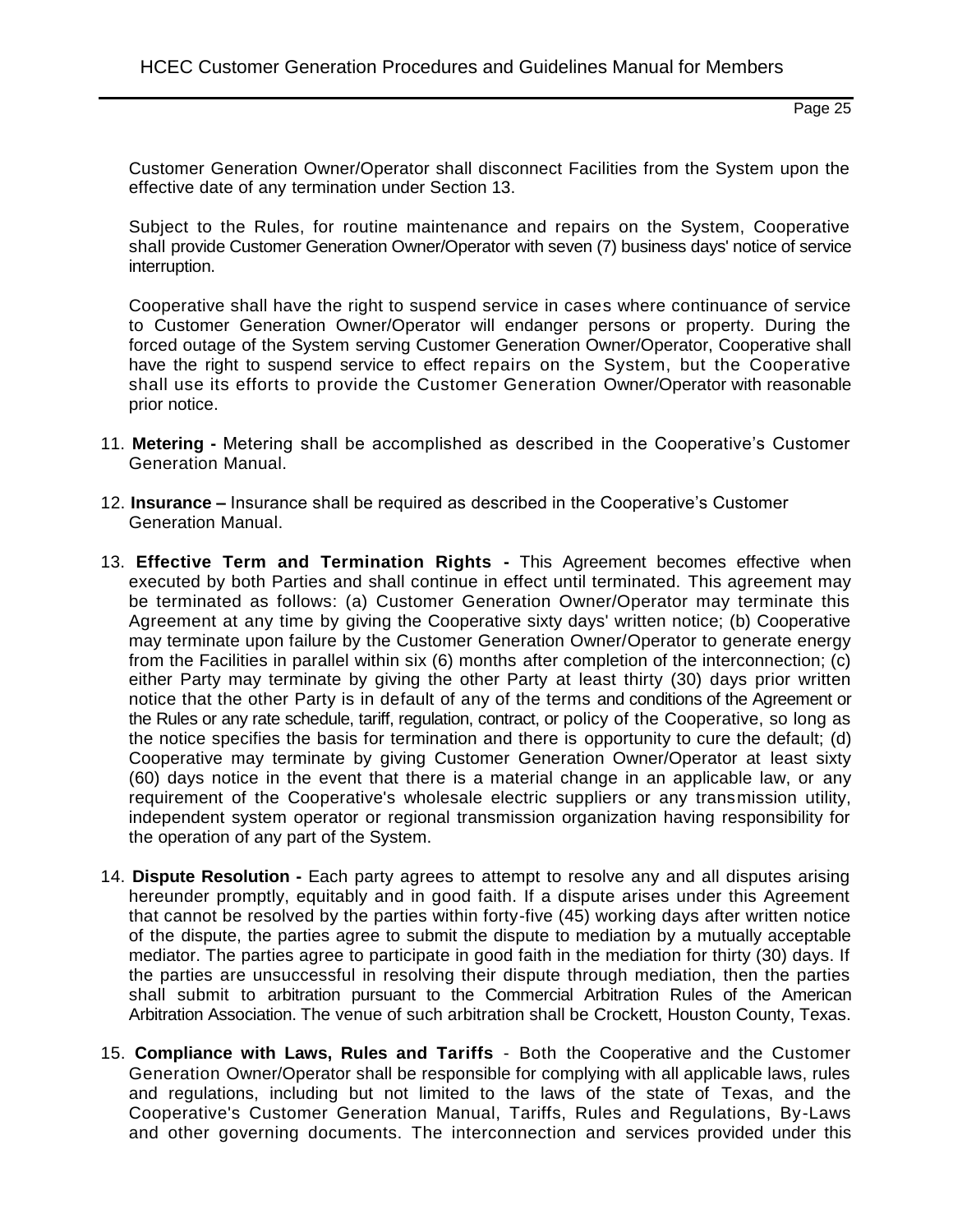Customer Generation Owner/Operator shall disconnect Facilities from the System upon the effective date of any termination under Section 13.

Subject to the Rules, for routine maintenance and repairs on the System, Cooperative shall provide Customer Generation Owner/Operator with seven (7) business days' notice of service interruption.

Cooperative shall have the right to suspend service in cases where continuance of service to Customer Generation Owner/Operator will endanger persons or property. During the forced outage of the System serving Customer Generation Owner/Operator, Cooperative shall have the right to suspend service to effect repairs on the System, but the Cooperative shall use its efforts to provide the Customer Generation Owner/Operator with reasonable prior notice.

11. **Metering -** Metering shall be accomplished as described in the Cooperative's Customer Generation Manual.

12. **Insurance –** Insurance shall be required as described in the Cooperative's Customer Generation Manual.

13. **Effective Term and Termination Rights -** This Agreement becomes effective when executed by both Parties and shall continue in effect until terminated. This agreement may be terminated as follows: (a) Customer Generation Owner/Operator may terminate this Agreement at any time by giving the Cooperative sixty days' written notice; (b) Cooperative may terminate upon failure by the Customer Generation Owner/Operator to generate energy from the Facilities in parallel within six (6) months after completion of the interconnection; (c) either Party may terminate by giving the other Party at least thirty (30) days prior written notice that the other Party is in default of any of the terms and conditions of the Agreement or the Rules or any rate schedule, tariff, regulation, contract, or policy of the Cooperative, so long as the notice specifies the basis for termination and there is opportunity to cure the default; (d) Cooperative may terminate by giving Customer Generation Owner/Operator at least sixty (60) days notice in the event that there is a material change in an applicable law, or any requirement of the Cooperative's wholesale electric suppliers or any transmission utility, independent system operator or regional transmission organization having responsibility for the operation of any part of the System.

14. **Dispute Resolution -** Each party agrees to attempt to resolve any and all disputes arising hereunder promptly, equitably and in good faith. If a dispute arises under this Agreement that cannot be resolved by the parties within forty-five (45) working days after written notice of the dispute, the parties agree to submit the dispute to mediation by a mutually acceptable mediator. The parties agree to participate in good faith in the mediation for thirty (30) days. If the parties are unsuccessful in resolving their dispute through mediation, then the parties shall submit to arbitration pursuant to the Commercial Arbitration Rules of the American Arbitration Association. The venue of such arbitration shall be Crockett, Houston County, Texas.

15. **Compliance with Laws, Rules and Tariffs** - Both the Cooperative and the Customer Generation Owner/Operator shall be responsible for complying with all applicable laws, rules and regulations, including but not limited to the laws of the state of Texas, and the Cooperative's Customer Generation Manual, Tariffs, Rules and Regulations, By-Laws and other governing documents. The interconnection and services provided under this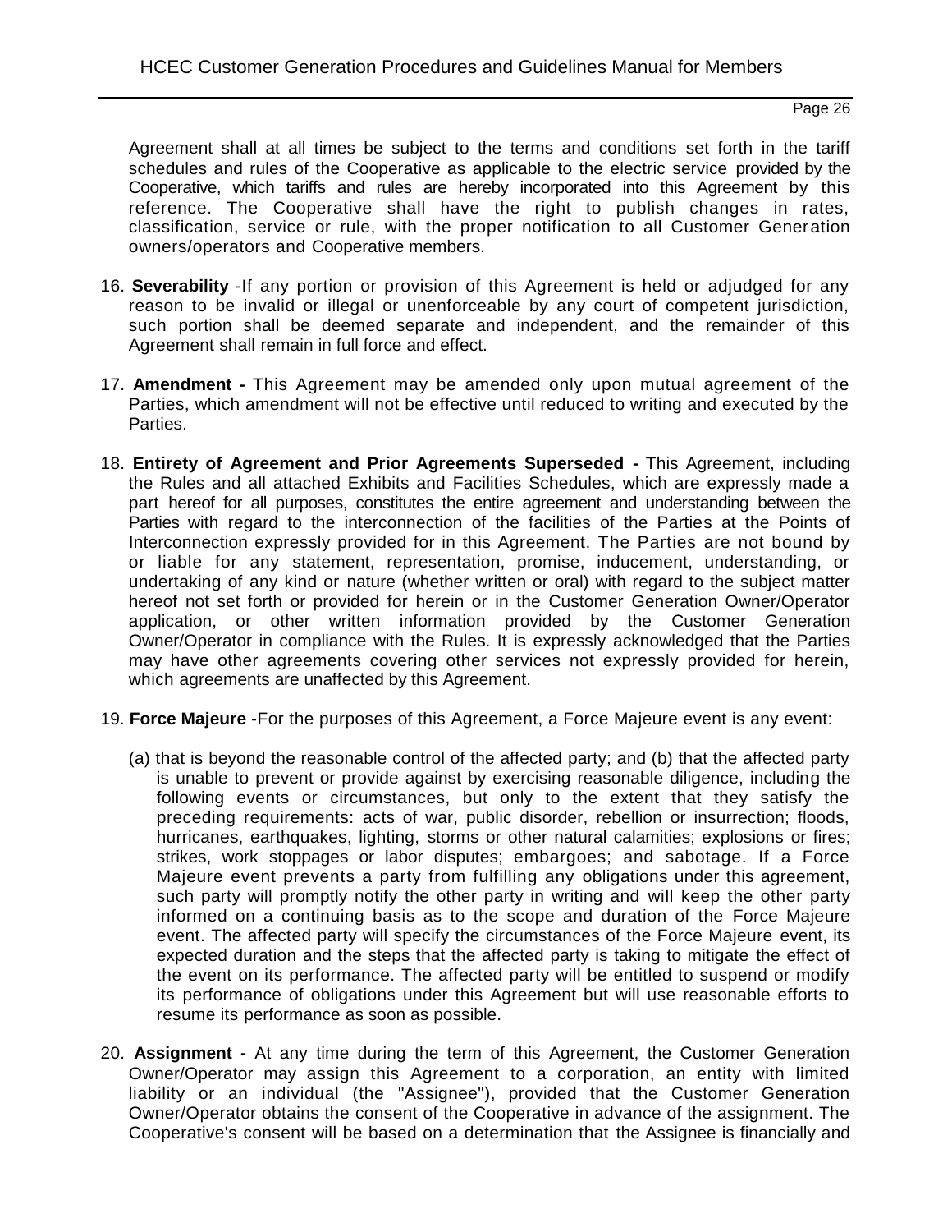Agreement shall at all times be subject to the terms and conditions set forth in the tariff schedules and rules of the Cooperative as applicable to the electric service provided by the Cooperative, which tariffs and rules are hereby incorporated into this Agreement by this reference. The Cooperative shall have the right to publish changes in rates, classification, service or rule, with the proper notification to all Customer Generation owners/operators and Cooperative members.

16. **Severability** -If any portion or provision of this Agreement is held or adjudged for any reason to be invalid or illegal or unenforceable by any court of competent jurisdiction, such portion shall be deemed separate and independent, and the remainder of this Agreement shall remain in full force and effect.

17. **Amendment -** This Agreement may be amended only upon mutual agreement of the Parties, which amendment will not be effective until reduced to writing and executed by the Parties.

18. **Entirety of Agreement and Prior Agreements Superseded -** This Agreement, including the Rules and all attached Exhibits and Facilities Schedules, which are expressly made a part hereof for all purposes, constitutes the entire agreement and understanding between the Parties with regard to the interconnection of the facilities of the Parties at the Points of Interconnection expressly provided for in this Agreement. The Parties are not bound by or liable for any statement, representation, promise, inducement, understanding, or undertaking of any kind or nature (whether written or oral) with regard to the subject matter hereof not set forth or provided for herein or in the Customer Generation Owner/Operator application, or other written information provided by the Customer Generation Owner/Operator in compliance with the Rules. It is expressly acknowledged that the Parties may have other agreements covering other services not expressly provided for herein, which agreements are unaffected by this Agreement.

19. **Force Majeure** -For the purposes of this Agreement, a Force Majeure event is any event:

    (a) that is beyond the reasonable control of the affected party; and (b) that the affected party is unable to prevent or provide against by exercising reasonable diligence, including the following events or circumstances, but only to the extent that they satisfy the preceding requirements: acts of war, public disorder, rebellion or insurrection; floods, hurricanes, earthquakes, lighting, storms or other natural calamities; explosions or fires; strikes, work stoppages or labor disputes; embargoes; and sabotage. If a Force Majeure event prevents a party from fulfilling any obligations under this agreement, such party will promptly notify the other party in writing and will keep the other party informed on a continuing basis as to the scope and duration of the Force Majeure event. The affected party will specify the circumstances of the Force Majeure event, its expected duration and the steps that the affected party is taking to mitigate the effect of the event on its performance. The affected party will be entitled to suspend or modify its performance of obligations under this Agreement but will use reasonable efforts to resume its performance as soon as possible.

20. **Assignment -** At any time during the term of this Agreement, the Customer Generation Owner/Operator may assign this Agreement to a corporation, an entity with limited liability or an individual (the "Assignee"), provided that the Customer Generation Owner/Operator obtains the consent of the Cooperative in advance of the assignment. The Cooperative's consent will be based on a determination that the Assignee is financially and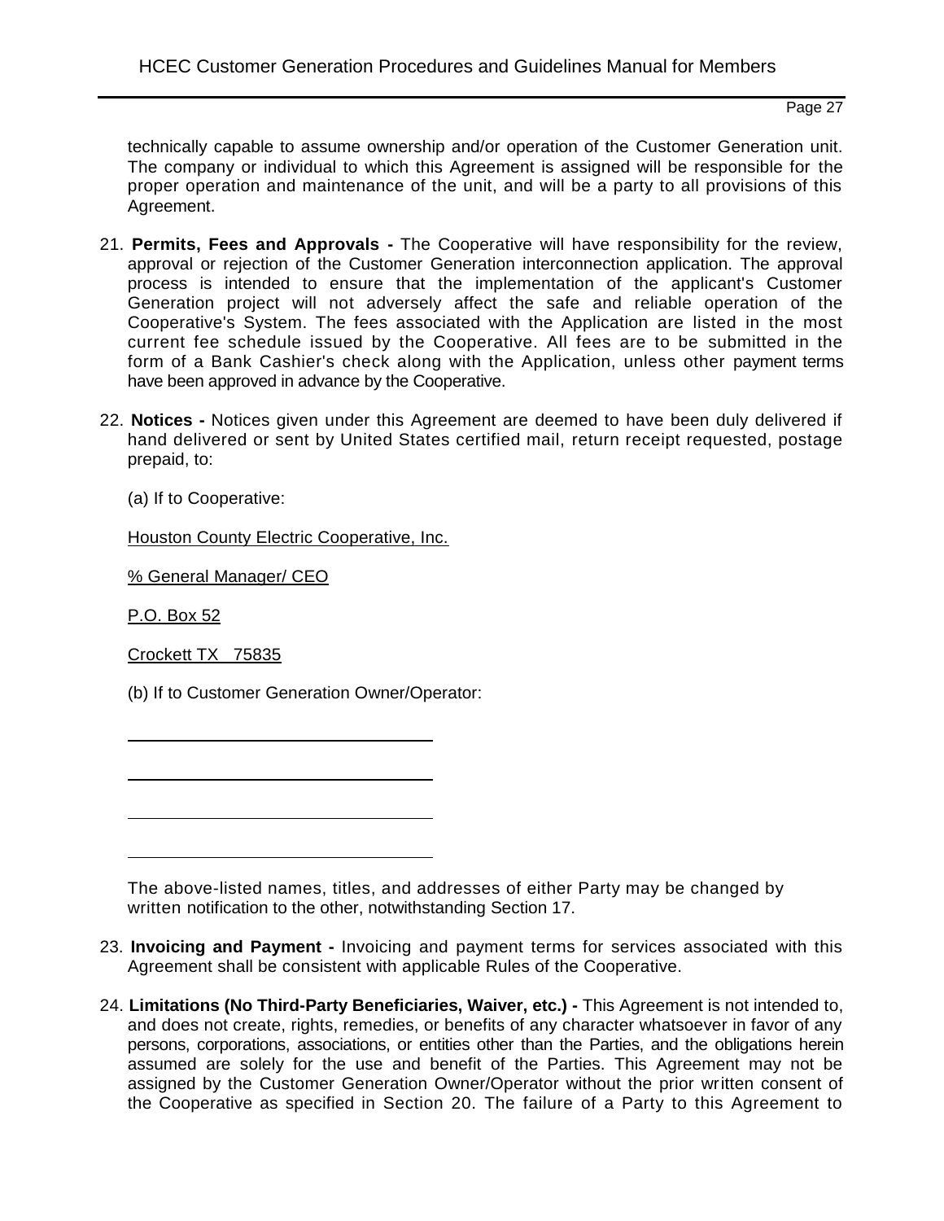technically capable to assume ownership and/or operation of the Customer Generation unit. The company or individual to which this Agreement is assigned will be responsible for the proper operation and maintenance of the unit, and will be a party to all provisions of this Agreement.

21. **Permits, Fees and Approvals -** The Cooperative will have responsibility for the review, approval or rejection of the Customer Generation interconnection application. The approval process is intended to ensure that the implementation of the applicant's Customer Generation project will not adversely affect the safe and reliable operation of the Cooperative's System. The fees associated with the Application are listed in the most current fee schedule issued by the Cooperative. All fees are to be submitted in the form of a Bank Cashier's check along with the Application, unless other payment terms have been approved in advance by the Cooperative.

22. **Notices -** Notices given under this Agreement are deemed to have been duly delivered if hand delivered or sent by United States certified mail, return receipt requested, postage prepaid, to:

    (a) If to Cooperative:

    Houston County Electric Cooperative, Inc.

    % General Manager/ CEO

    P.O. Box 52

    Crockett TX 75835

    (b) If to Customer Generation Owner/Operator:

    ______________________________

    ______________________________

    ______________________________

    ______________________________

    The above-listed names, titles, and addresses of either Party may be changed by written notification to the other, notwithstanding Section 17.

23. **Invoicing and Payment -** Invoicing and payment terms for services associated with this Agreement shall be consistent with applicable Rules of the Cooperative.

24. **Limitations (No Third-Party Beneficiaries, Waiver, etc.) -** This Agreement is not intended to, and does not create, rights, remedies, or benefits of any character whatsoever in favor of any persons, corporations, associations, or entities other than the Parties, and the obligations herein assumed are solely for the use and benefit of the Parties. This Agreement may not be assigned by the Customer Generation Owner/Operator without the prior written consent of the Cooperative as specified in Section 20. The failure of a Party to this Agreement to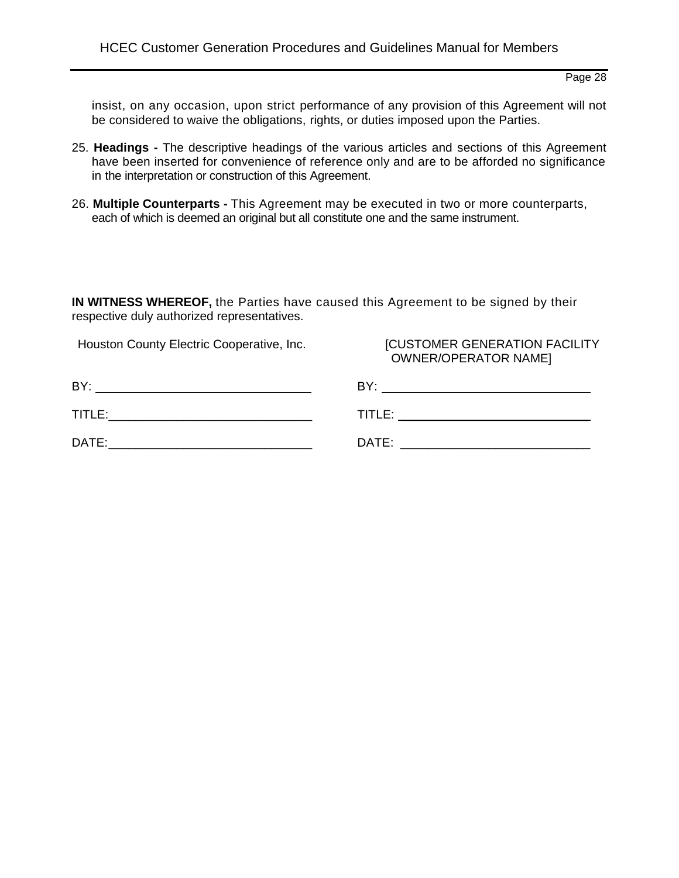insist, on any occasion, upon strict performance of any provision of this Agreement will not be considered to waive the obligations, rights, or duties imposed upon the Parties.

25. **Headings -** The descriptive headings of the various articles and sections of this Agreement have been inserted for convenience of reference only and are to be afforded no significance in the interpretation or construction of this Agreement.

26. **Multiple Counterparts -** This Agreement may be executed in two or more counterparts, each of which is deemed an original but all constitute one and the same instrument.

**IN WITNESS WHEREOF,** the Parties have caused this Agreement to be signed by their respective duly authorized representatives.

| Houston County Electric Cooperative, Inc. | [CUSTOMER GENERATION FACILITY OWNER/OPERATOR NAME] |
|---|---|
| BY: ______________________________ | BY: ______________________________ |
| TITLE: ____________________________ | TITLE: ____________________________ |
| DATE: _____________________________ | DATE: _____________________________ |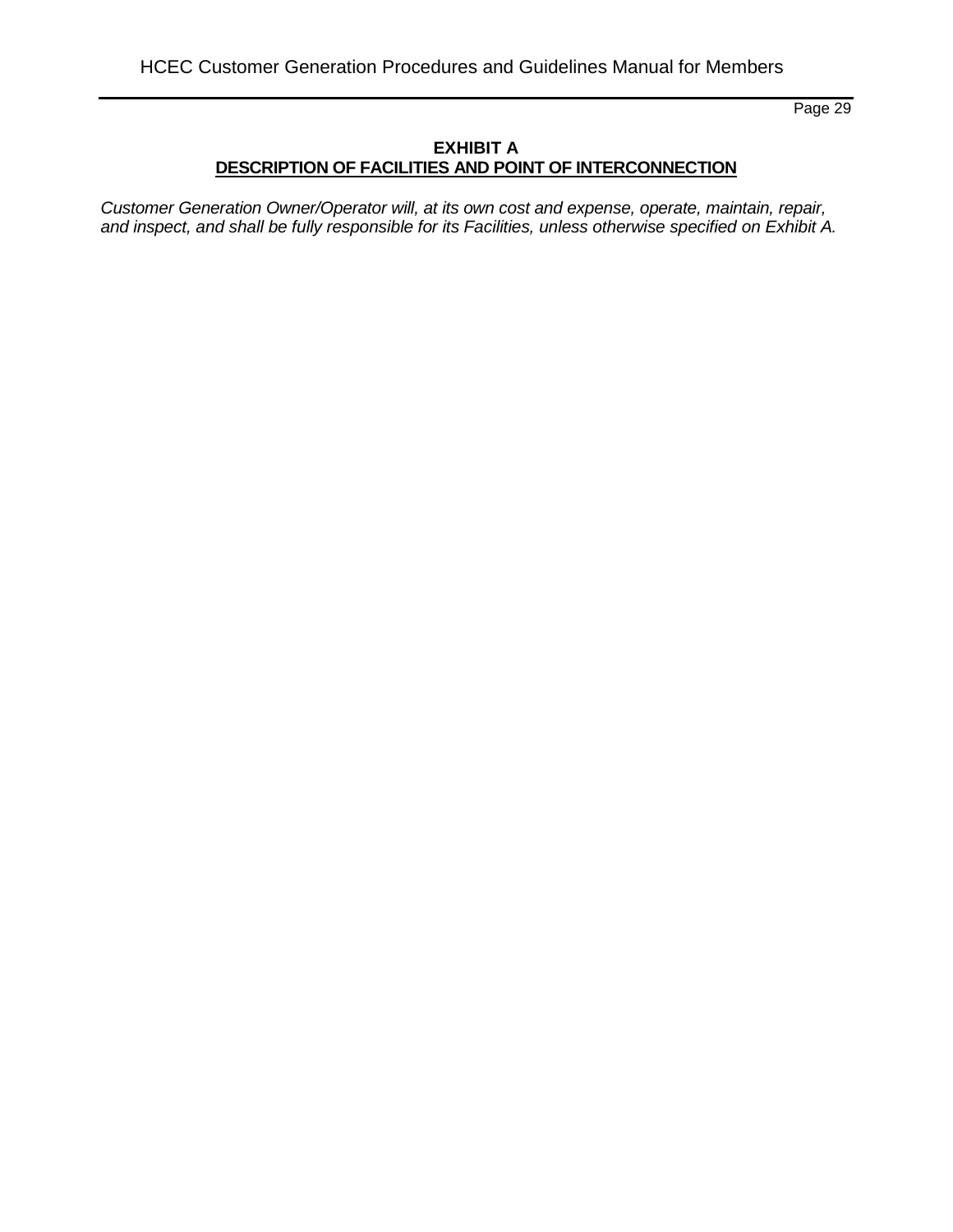**EXHIBIT A**

**DESCRIPTION OF FACILITIES AND POINT OF INTERCONNECTION**

*Customer Generation Owner/Operator will, at its own cost and expense, operate, maintain, repair, and inspect, and shall be fully responsible for its Facilities, unless otherwise specified on Exhibit A.*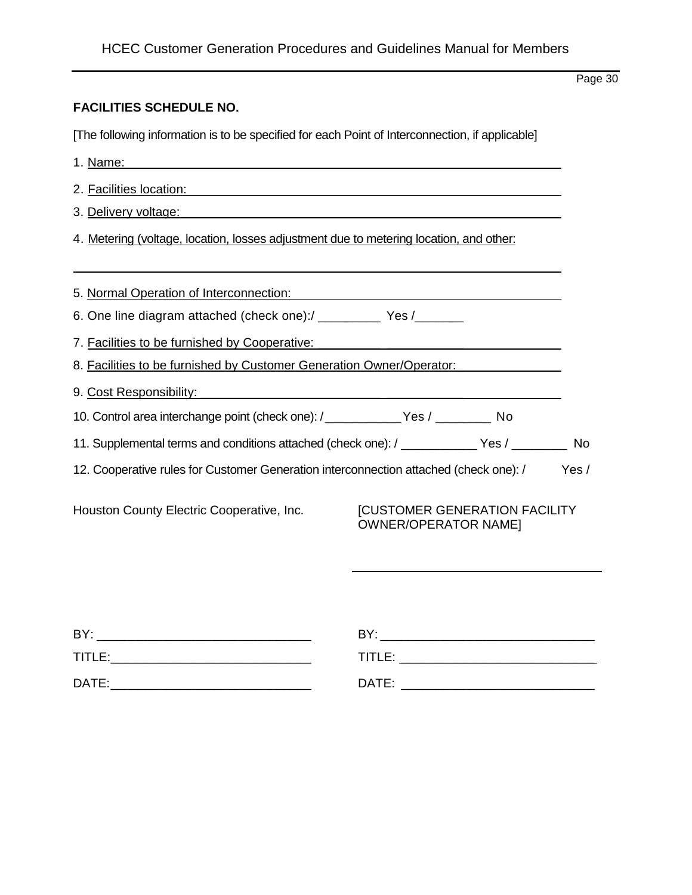**FACILITIES SCHEDULE NO.**

[The following information is to be specified for each Point of Interconnection, if applicable]

1. Name: ______________________________

2. Facilities location: ______________________________

3. Delivery voltage: ______________________________

4. Metering (voltage, location, losses adjustment due to metering location, and other:

______________________________

5. Normal Operation of Interconnection: ______________________________

6. One line diagram attached (check one):/ _________ Yes /_______

7. Facilities to be furnished by Cooperative: ______________________________

8. Facilities to be furnished by Customer Generation Owner/Operator: ______________

9. Cost Responsibility: ______________________________

10. Control area interchange point (check one): /___________Yes / ________ No

11. Supplemental terms and conditions attached (check one): / ___________ Yes / ________ No

12. Cooperative rules for Customer Generation interconnection attached (check one): / Yes /

Houston County Electric Cooperative, Inc.

[CUSTOMER GENERATION FACILITY OWNER/OPERATOR NAME]

______________________________

BY: ______________________________

TITLE: ______________________________

DATE: ______________________________

BY: ______________________________

TITLE: ______________________________

DATE: ______________________________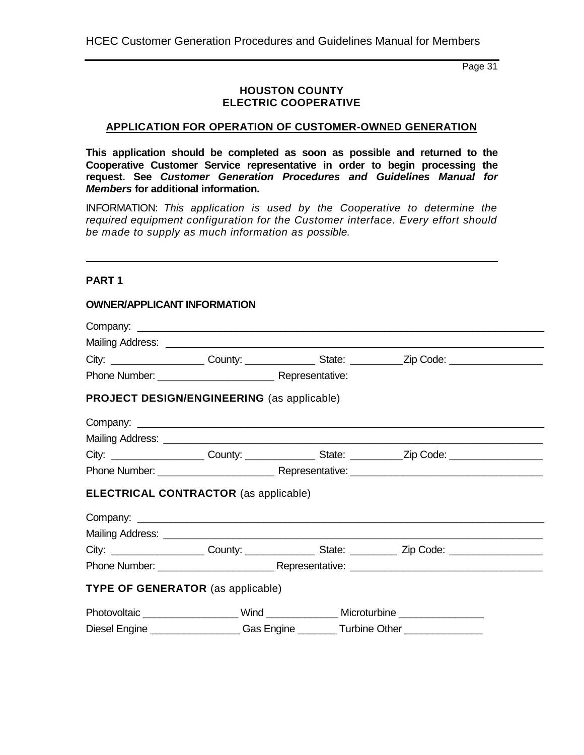**HOUSTON COUNTY**
**ELECTRIC COOPERATIVE**

## APPLICATION FOR OPERATION OF CUSTOMER-OWNED GENERATION

**This application should be completed as soon as possible and returned to the Cooperative Customer Service representative in order to begin processing the request. See *Customer Generation Procedures and Guidelines Manual for Members* for additional information.**

INFORMATION: *This application is used by the Cooperative to determine the required equipment configuration for the Customer interface. Every effort should be made to supply as much information as possible.*

---

### PART 1

**OWNER/APPLICANT INFORMATION**

Company: ____________________________________________________________

Mailing Address: ______________________________________________________

City: ________________ County: ____________ State: _________Zip Code: ________________

Phone Number: ____________________ Representative:

**PROJECT DESIGN/ENGINEERING** (as applicable)

Company: ____________________________________________________________

Mailing Address: ______________________________________________________

City: ________________ County: ____________ State: _________Zip Code: ________________

Phone Number: ____________________ Representative: _______________________________

**ELECTRICAL CONTRACTOR** (as applicable)

Company: ____________________________________________________________

Mailing Address: ______________________________________________________

City: ________________ County: ____________ State: ________ Zip Code: ________________

Phone Number: ____________________ Representative: _______________________________

**TYPE OF GENERATOR** (as applicable)

Photovoltaic ________________ Wind ____________ Microturbine _______________

Diesel Engine ________________ Gas Engine _______ Turbine Other ______________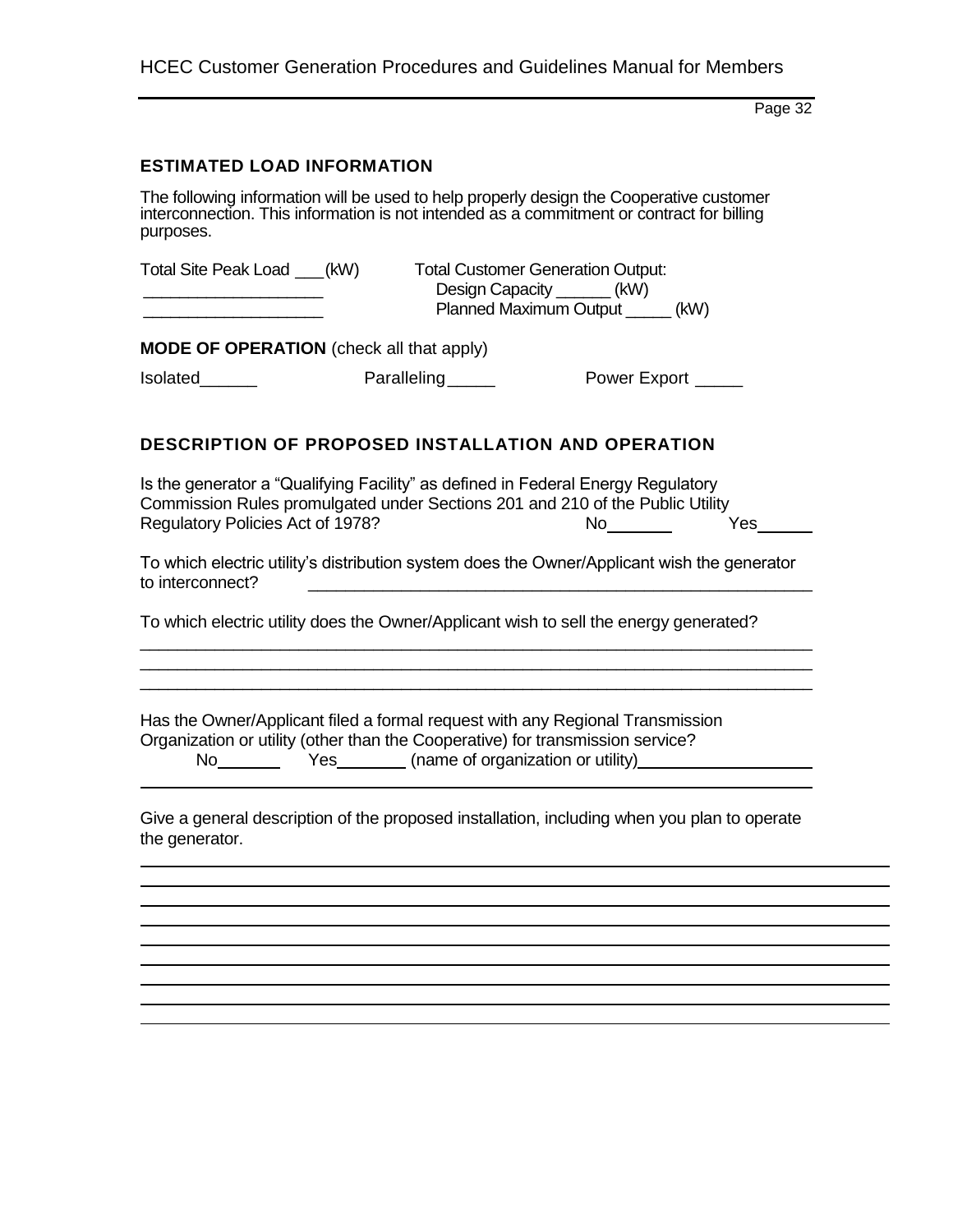## ESTIMATED LOAD INFORMATION

The following information will be used to help properly design the Cooperative customer interconnection. This information is not intended as a commitment or contract for billing purposes.

Total Site Peak Load ___(kW)

___________________

___________________

Total Customer Generation Output:

Design Capacity ______ (kW)

Planned Maximum Output _____ (kW)

**MODE OF OPERATION** (check all that apply)

Isolated______ Paralleling_____ Power Export _____

## DESCRIPTION OF PROPOSED INSTALLATION AND OPERATION

Is the generator a "Qualifying Facility" as defined in Federal Energy Regulatory Commission Rules promulgated under Sections 201 and 210 of the Public Utility Regulatory Policies Act of 1978? No_______ Yes______

To which electric utility's distribution system does the Owner/Applicant wish the generator to interconnect? _______________________________________________________

To which electric utility does the Owner/Applicant wish to sell the energy generated?

_________________________________________________________________________

_________________________________________________________________________

_________________________________________________________________________

Has the Owner/Applicant filed a formal request with any Regional Transmission Organization or utility (other than the Cooperative) for transmission service?

No_______ Yes_______ (name of organization or utility)___________________

_________________________________________________________________________

Give a general description of the proposed installation, including when you plan to operate the generator.

_________________________________________________________________________

_________________________________________________________________________

_________________________________________________________________________

_________________________________________________________________________

_________________________________________________________________________

_________________________________________________________________________

_________________________________________________________________________

_________________________________________________________________________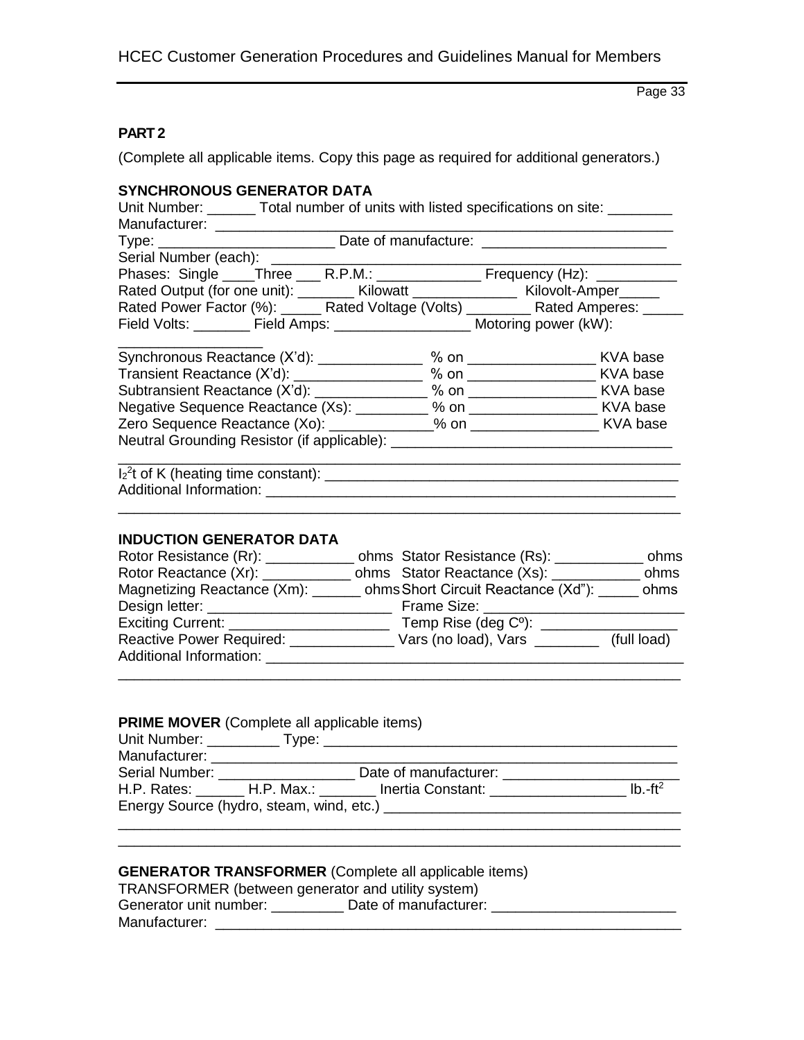**PART 2**

(Complete all applicable items. Copy this page as required for additional generators.)

**SYNCHRONOUS GENERATOR DATA**

Unit Number: ______ Total number of units with listed specifications on site: ________
Manufacturer: ___________________________________________________________
Type: ______________________ Date of manufacture: _______________________
Serial Number (each): _______________________________________________________
Phases: Single ____Three ___ R.P.M.: _____________ Frequency (Hz): __________
Rated Output (for one unit): _______ Kilowatt _____________ Kilovolt-Amper_____
Rated Power Factor (%): _____ Rated Voltage (Volts) ________ Rated Amperes: _____
Field Volts: _______ Field Amps: ________________ Motoring power (kW): _________________

Synchronous Reactance (X'd): _____________ % on _______________ KVA base
Transient Reactance (X'd): ________________ % on _______________ KVA base
Subtransient Reactance (X'd): ______________ % on _______________ KVA base
Negative Sequence Reactance (Xs): _________ % on _______________ KVA base
Zero Sequence Reactance (Xo): _____________% on _______________ KVA base
Neutral Grounding Resistor (if applicable): __________________________________
_________________________________________________________________________
$I_2^2t$ of K (heating time constant): __________________________________________
Additional Information: ______________________________________________________
_________________________________________________________________________

**INDUCTION GENERATOR DATA**

Rotor Resistance (Rr): ___________ ohms Stator Resistance (Rs): ___________ ohms
Rotor Reactance (Xr): ___________ ohms Stator Reactance (Xs): ___________ ohms
Magnetizing Reactance (Xm): ______ ohms Short Circuit Reactance (Xd"): _____ ohms
Design letter: ______________________ Frame Size: _________________________
Exciting Current: ____________________ Temp Rise (deg Cº): _________________
Reactive Power Required: _____________ Vars (no load), Vars ________ (full load)
Additional Information: _______________________________________________________
_________________________________________________________________________

**PRIME MOVER** (Complete all applicable items)

Unit Number: _________ Type: _____________________________________________
Manufacturer: ________________________________________________________________
Serial Number: ________________ Date of manufacturer: _____________________
H.P. Rates: ______ H.P. Max.: _______ Inertia Constant: ________________ lb.-ft$^2$
Energy Source (hydro, steam, wind, etc.) ____________________________________
_________________________________________________________________________
_________________________________________________________________________

**GENERATOR TRANSFORMER** (Complete all applicable items)

TRANSFORMER (between generator and utility system)
Generator unit number: _________ Date of manufacture: _______________________
Manufacturer: ___________________________________________________________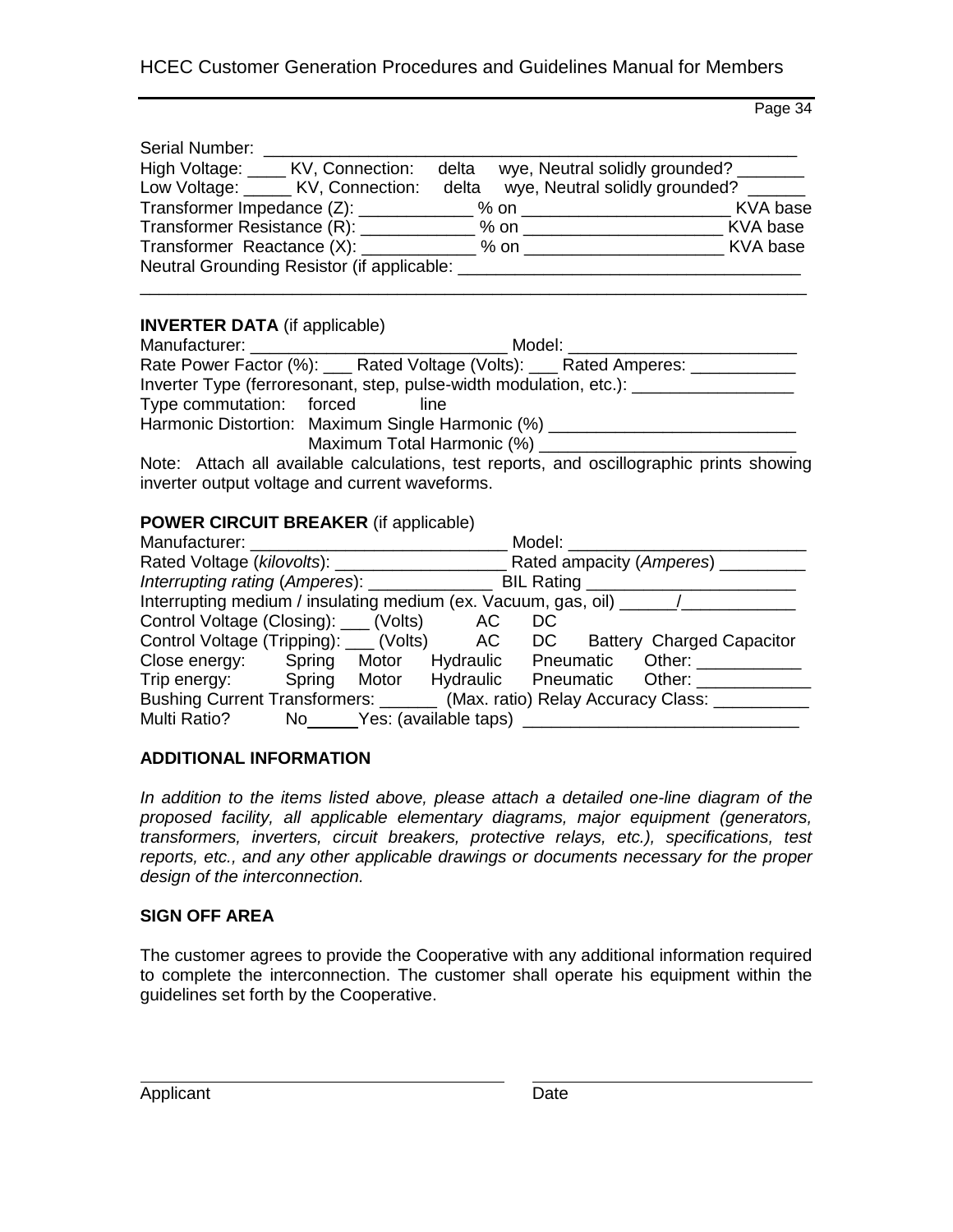Serial Number: ___________________________________________________________

High Voltage: ____ KV, Connection: delta wye, Neutral solidly grounded? _______

Low Voltage: _____ KV, Connection: delta wye, Neutral solidly grounded? ______

Transformer Impedance (Z): ____________ % on ______________________ KVA base

Transformer Resistance (R): ____________ % on _____________________ KVA base

Transformer Reactance (X): ____________ % on _____________________ KVA base

Neutral Grounding Resistor (if applicable: ___________________________________

_____________________________________________________________________

**INVERTER DATA** (if applicable)

Manufacturer: ____________________________ Model: ________________________

Rate Power Factor (%): ___ Rated Voltage (Volts): ___ Rated Amperes: ___________

Inverter Type (ferroresonant, step, pulse-width modulation, etc.): _________________

Type commutation: forced line

Harmonic Distortion: Maximum Single Harmonic (%) __________________________

Maximum Total Harmonic (%) __________________________

Note: Attach all available calculations, test reports, and oscillographic prints showing inverter output voltage and current waveforms.

**POWER CIRCUIT BREAKER** (if applicable)

Manufacturer: ____________________________ Model: _________________________

Rated Voltage (*kilovolts*): __________________ Rated ampacity (*Amperes*) _________

*Interrupting rating* (*Amperes*): ______________ BIL Rating ______________________

Interrupting medium / insulating medium (ex. Vacuum, gas, oil) ______/____________

Control Voltage (Closing): ___ (Volts) AC DC

Control Voltage (Tripping): ___ (Volts) AC DC Battery Charged Capacitor

Close energy: Spring Motor Hydraulic Pneumatic Other: ___________

Trip energy: Spring Motor Hydraulic Pneumatic Other: ____________

Bushing Current Transformers: ______ (Max. ratio) Relay Accuracy Class: __________

Multi Ratio? No______Yes: (available taps) _____________________________

## ADDITIONAL INFORMATION

*In addition to the items listed above, please attach a detailed one-line diagram of the proposed facility, all applicable elementary diagrams, major equipment (generators, transformers, inverters, circuit breakers, protective relays, etc.), specifications, test reports, etc., and any other applicable drawings or documents necessary for the proper design of the interconnection.*

## SIGN OFF AREA

The customer agrees to provide the Cooperative with any additional information required to complete the interconnection. The customer shall operate his equipment within the guidelines set forth by the Cooperative.

_____________________________________ _____________________________

Applicant Date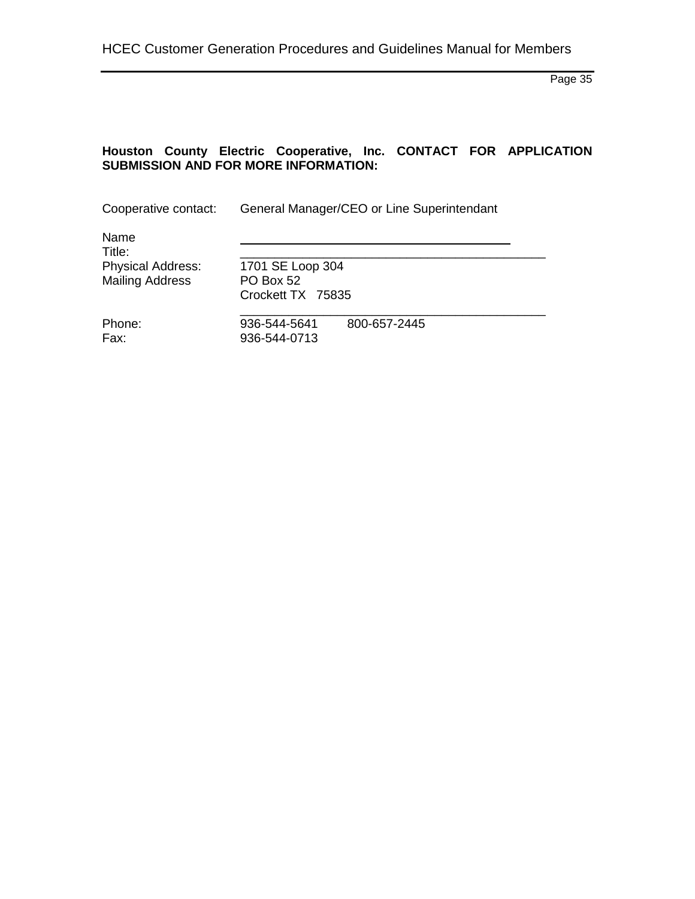**Houston County Electric Cooperative, Inc. CONTACT FOR APPLICATION SUBMISSION AND FOR MORE INFORMATION:**

Cooperative contact: General Manager/CEO or Line Superintendant

Name ________________________________________

Title: ________________________________________

Physical Address: 1701 SE Loop 304

Mailing Address PO Box 52

Crockett TX 75835

________________________________________

Phone: 936-544-5641 800-657-2445

Fax: 936-544-0713